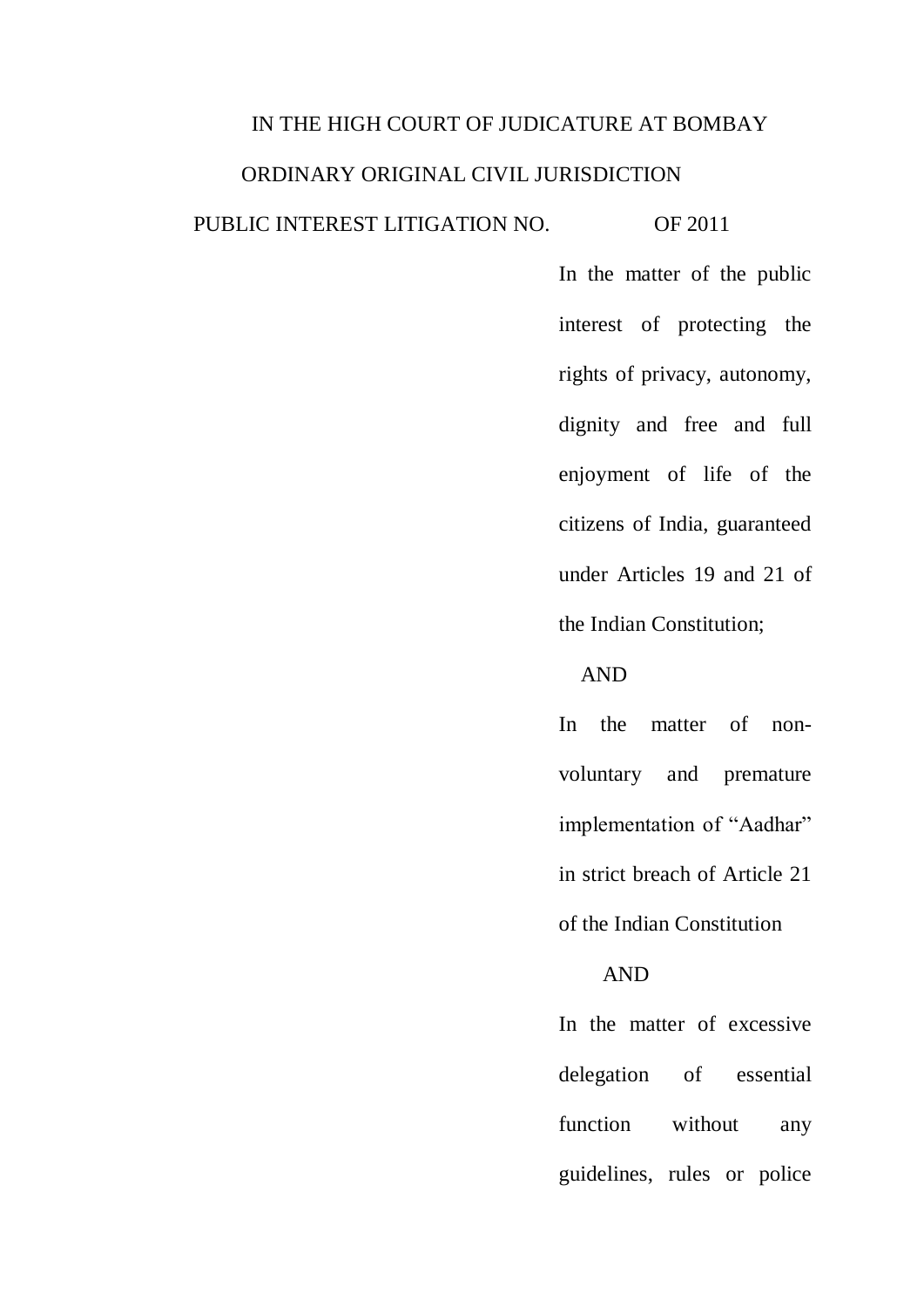IN THE HIGH COURT OF JUDICATURE AT BOMBAY

ORDINARY ORIGINAL CIVIL JURISDICTION

PUBLIC INTEREST LITIGATION NO. OF 2011

In the matter of the public interest of protecting the rights of privacy, autonomy, dignity and free and full enjoyment of life of the citizens of India, guaranteed under Articles 19 and 21 of the Indian Constitution;

AND

In the matter of non-voluntary and premature implementation of "Aadhar" in strict breach of Article 21 of the Indian Constitution

AND

In the matter of excessive delegation of essential function without any guidelines, rules or police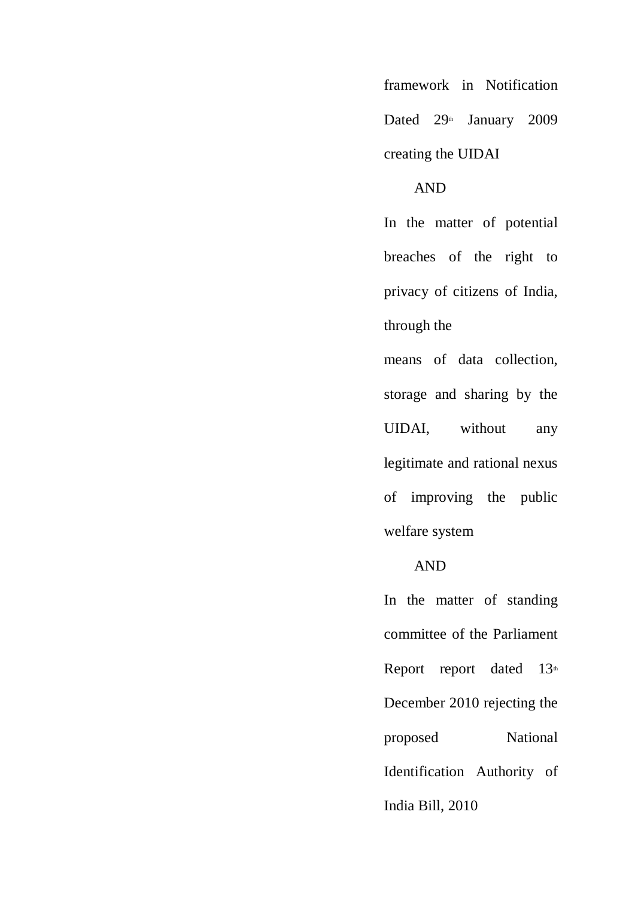framework in Notification Dated 29th January 2009 creating the UIDAI

AND

In the matter of potential breaches of the right to privacy of citizens of India, through the means of data collection, storage and sharing by the UIDAI, without any legitimate and rational nexus of improving the public welfare system

AND

In the matter of standing committee of the Parliament Report report dated 13th December 2010 rejecting the proposed National Identification Authority of India Bill, 2010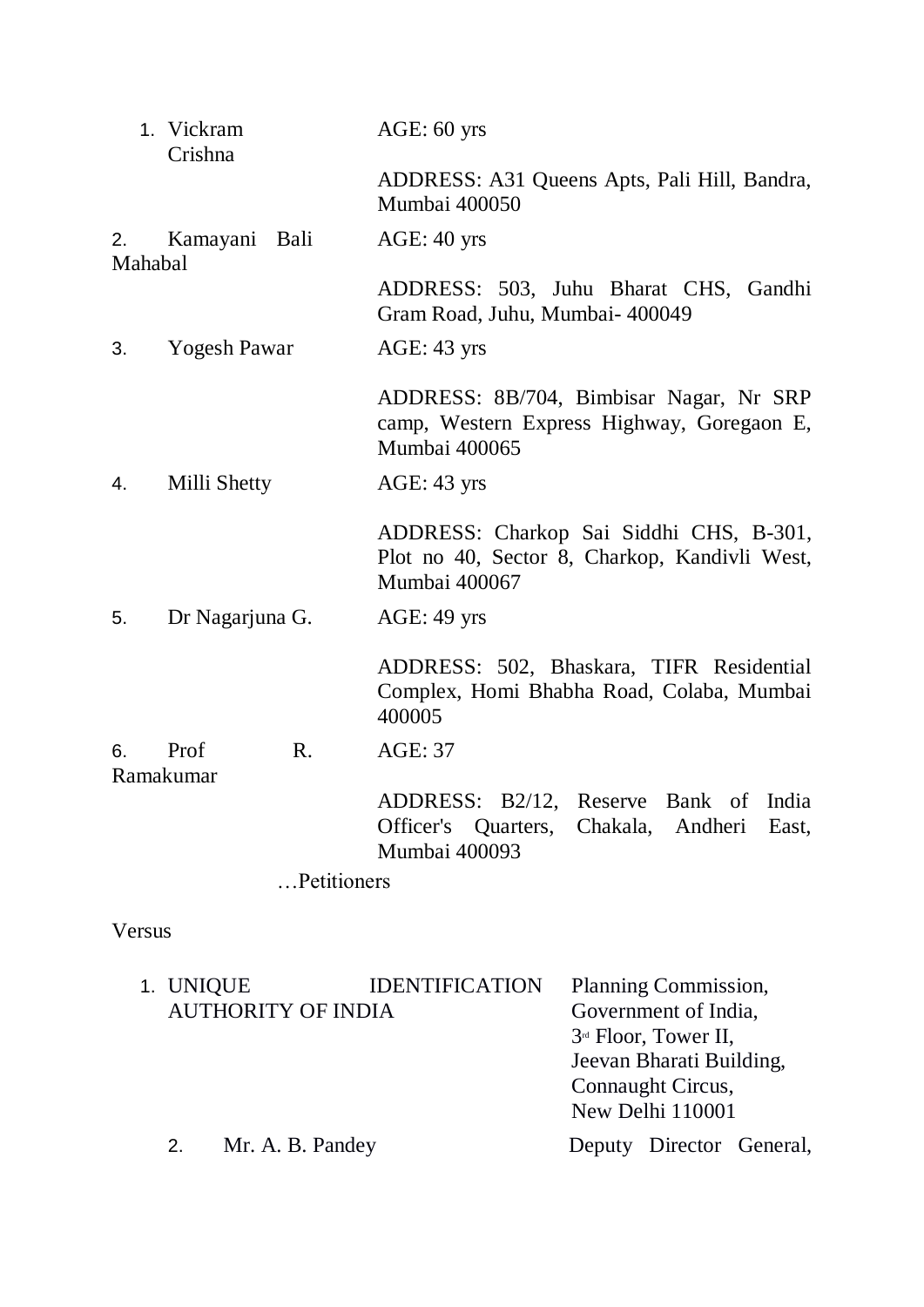| | |
|---|---|
| 1. Vickram Crishna | AGE: 60 yrs |
| | ADDRESS: A31 Queens Apts, Pali Hill, Bandra, Mumbai 400050 |
| 2. Kamayani Bali Mahabal | AGE: 40 yrs |
| | ADDRESS: 503, Juhu Bharat CHS, Gandhi Gram Road, Juhu, Mumbai- 400049 |
| 3. Yogesh Pawar | AGE: 43 yrs |
| | ADDRESS: 8B/704, Bimbisar Nagar, Nr SRP camp, Western Express Highway, Goregaon E, Mumbai 400065 |
| 4. Milli Shetty | AGE: 43 yrs |
| | ADDRESS: Charkop Sai Siddhi CHS, B-301, Plot no 40, Sector 8, Charkop, Kandivli West, Mumbai 400067 |
| 5. Dr Nagarjuna G. | AGE: 49 yrs |
| | ADDRESS: 502, Bhaskara, TIFR Residential Complex, Homi Bhabha Road, Colaba, Mumbai 400005 |
| 6. Prof R. Ramakumar | AGE: 37 |
| | ADDRESS: B2/12, Reserve Bank of India Officer's Quarters, Chakala, Andheri East, Mumbai 400093 |

…Petitioners

Versus

| | |
|---|---|
| 1. UNIQUE IDENTIFICATION AUTHORITY OF INDIA | Planning Commission, Government of India, 3rd Floor, Tower II, Jeevan Bharati Building, Connaught Circus, New Delhi 110001 |
| 2. Mr. A. B. Pandey | Deputy Director General, |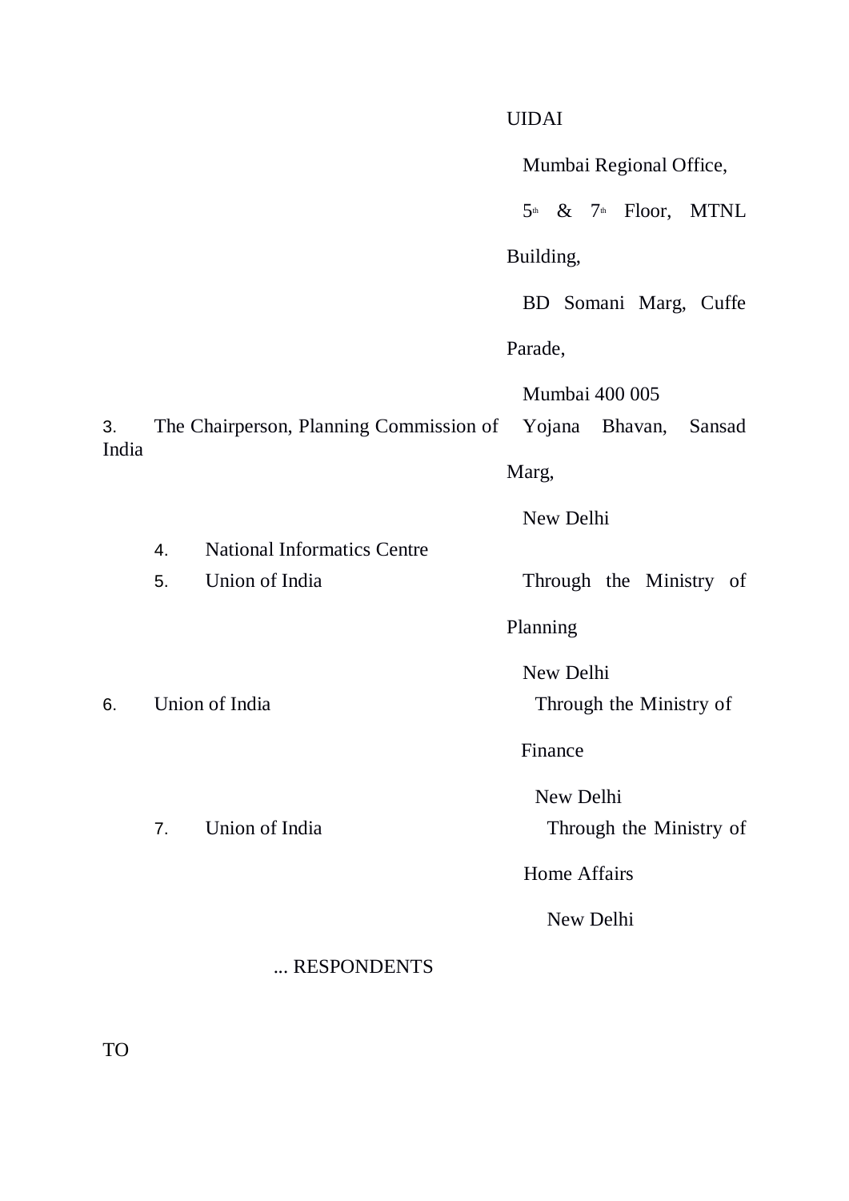| | |
|---|---|
| | UIDAI<br>Mumbai Regional Office,<br>5th & 7th Floor, MTNL Building,<br>BD Somani Marg, Cuffe Parade,<br>Mumbai 400 005 |
| 3. The Chairperson, Planning Commission of India | Yojana Bhavan, Sansad Marg,<br>New Delhi |
| 4. National Informatics Centre | |
| 5. Union of India | Through the Ministry of Planning<br>New Delhi |
| 6. Union of India | Through the Ministry of Finance<br>New Delhi |
| 7. Union of India | Through the Ministry of Home Affairs<br>New Delhi |

... RESPONDENTS

TO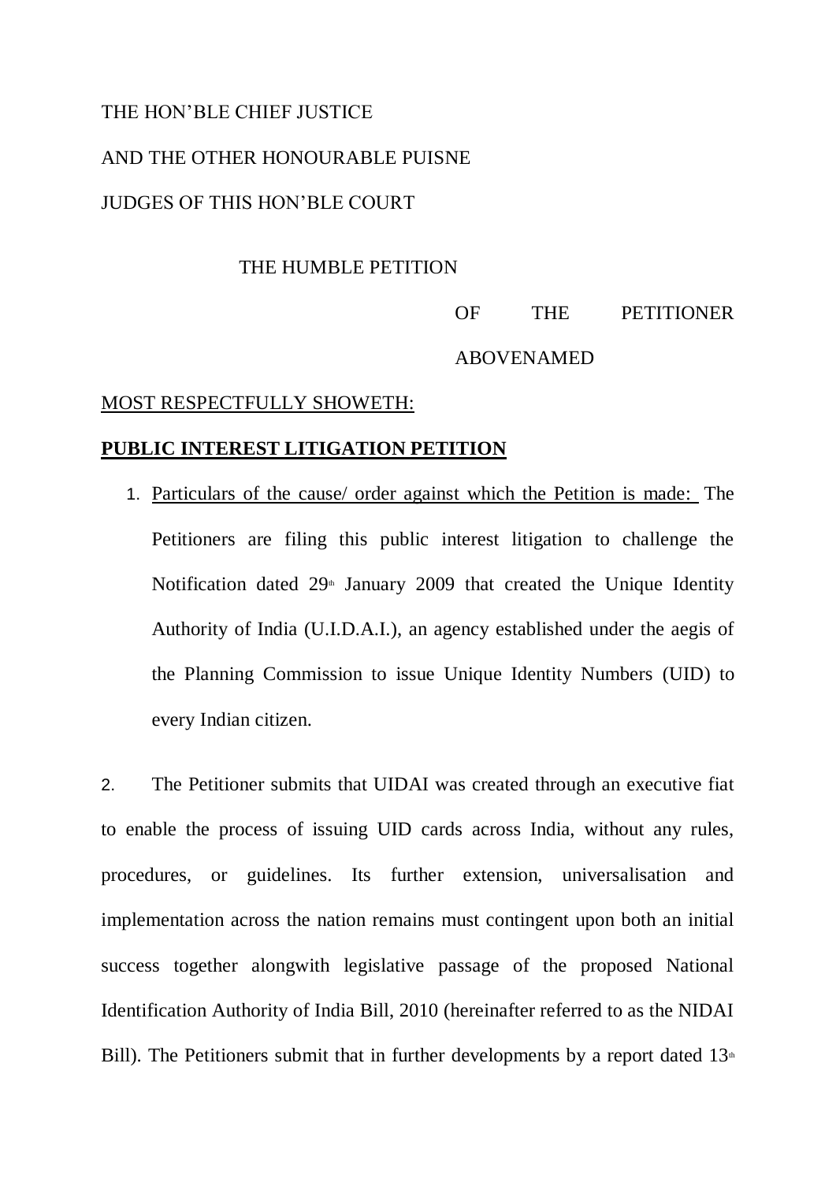THE HON'BLE CHIEF JUSTICE

AND THE OTHER HONOURABLE PUISNE

JUDGES OF THIS HON'BLE COURT

THE HUMBLE PETITION

OF THE PETITIONER ABOVENAMED

MOST RESPECTFULLY SHOWETH:

**PUBLIC INTEREST LITIGATION PETITION**

1. Particulars of the cause/ order against which the Petition is made: The Petitioners are filing this public interest litigation to challenge the Notification dated 29th January 2009 that created the Unique Identity Authority of India (U.I.D.A.I.), an agency established under the aegis of the Planning Commission to issue Unique Identity Numbers (UID) to every Indian citizen.

2. The Petitioner submits that UIDAI was created through an executive fiat to enable the process of issuing UID cards across India, without any rules, procedures, or guidelines. Its further extension, universalisation and implementation across the nation remains must contingent upon both an initial success together alongwith legislative passage of the proposed National Identification Authority of India Bill, 2010 (hereinafter referred to as the NIDAI Bill). The Petitioners submit that in further developments by a report dated 13th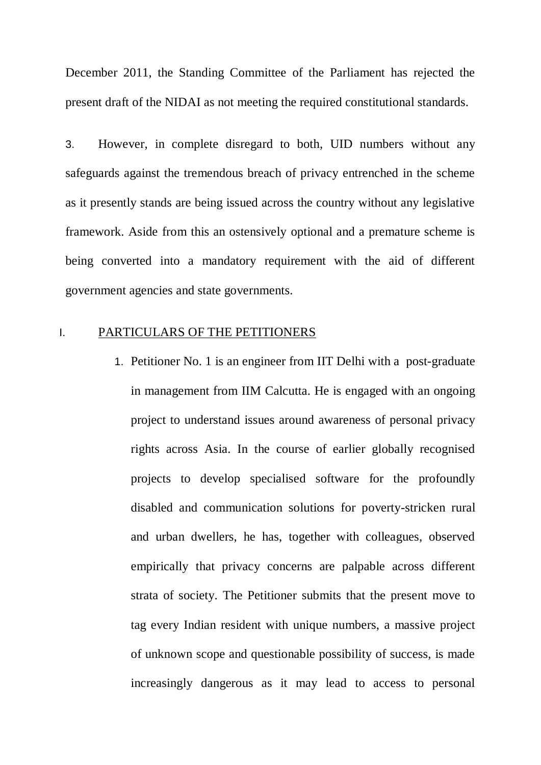December 2011, the Standing Committee of the Parliament has rejected the present draft of the NIDAI as not meeting the required constitutional standards.

3. However, in complete disregard to both, UID numbers without any safeguards against the tremendous breach of privacy entrenched in the scheme as it presently stands are being issued across the country without any legislative framework. Aside from this an ostensively optional and a premature scheme is being converted into a mandatory requirement with the aid of different government agencies and state governments.

I. <u>PARTICULARS OF THE PETITIONERS</u>

1. Petitioner No. 1 is an engineer from IIT Delhi with a post-graduate in management from IIM Calcutta. He is engaged with an ongoing project to understand issues around awareness of personal privacy rights across Asia. In the course of earlier globally recognised projects to develop specialised software for the profoundly disabled and communication solutions for poverty-stricken rural and urban dwellers, he has, together with colleagues, observed empirically that privacy concerns are palpable across different strata of society. The Petitioner submits that the present move to tag every Indian resident with unique numbers, a massive project of unknown scope and questionable possibility of success, is made increasingly dangerous as it may lead to access to personal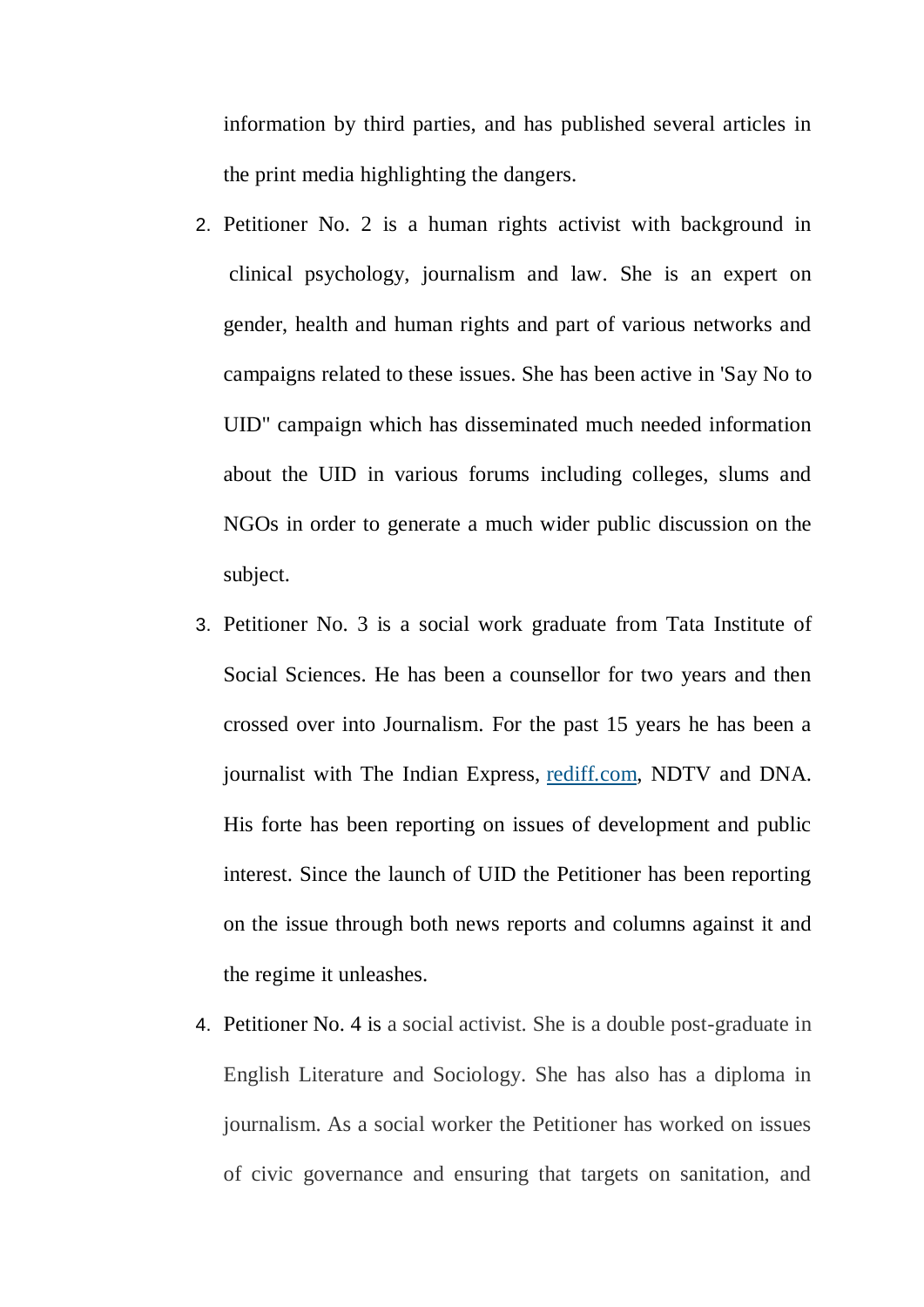information by third parties, and has published several articles in the print media highlighting the dangers.

2. Petitioner No. 2 is a human rights activist with background in clinical psychology, journalism and law. She is an expert on gender, health and human rights and part of various networks and campaigns related to these issues. She has been active in 'Say No to UID" campaign which has disseminated much needed information about the UID in various forums including colleges, slums and NGOs in order to generate a much wider public discussion on the subject.
3. Petitioner No. 3 is a social work graduate from Tata Institute of Social Sciences. He has been a counsellor for two years and then crossed over into Journalism. For the past 15 years he has been a journalist with The Indian Express, rediff.com, NDTV and DNA. His forte has been reporting on issues of development and public interest. Since the launch of UID the Petitioner has been reporting on the issue through both news reports and columns against it and the regime it unleashes.
4. Petitioner No. 4 is a social activist. She is a double post-graduate in English Literature and Sociology. She has also has a diploma in journalism. As a social worker the Petitioner has worked on issues of civic governance and ensuring that targets on sanitation, and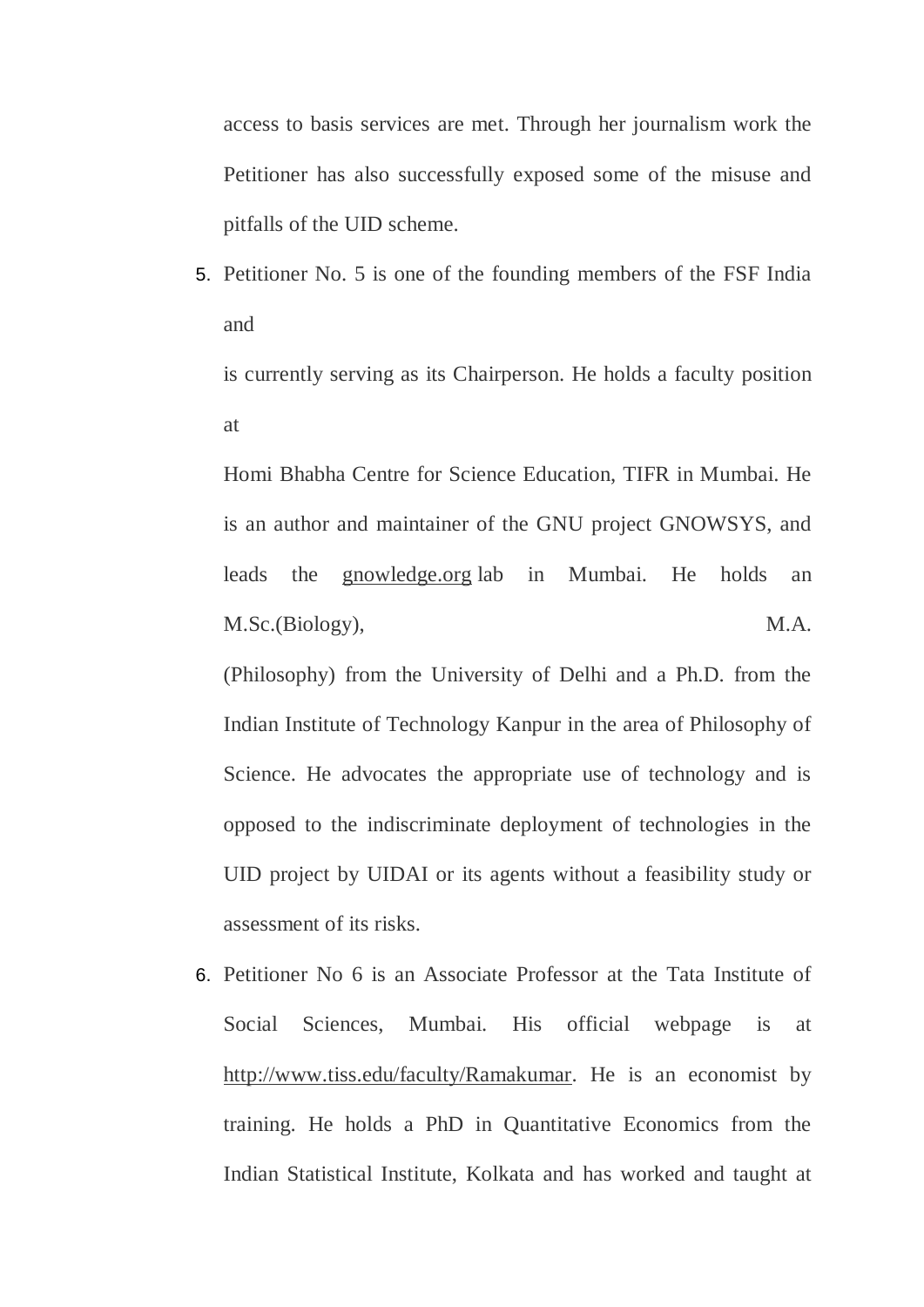access to basis services are met. Through her journalism work the Petitioner has also successfully exposed some of the misuse and pitfalls of the UID scheme.

5. Petitioner No. 5 is one of the founding members of the FSF India and

   is currently serving as its Chairperson. He holds a faculty position at

   Homi Bhabha Centre for Science Education, TIFR in Mumbai. He is an author and maintainer of the GNU project GNOWSYS, and leads the gnowledge.org lab in Mumbai. He holds an M.Sc.(Biology), M.A.

   (Philosophy) from the University of Delhi and a Ph.D. from the Indian Institute of Technology Kanpur in the area of Philosophy of Science. He advocates the appropriate use of technology and is opposed to the indiscriminate deployment of technologies in the UID project by UIDAI or its agents without a feasibility study or assessment of its risks.

6. Petitioner No 6 is an Associate Professor at the Tata Institute of Social Sciences, Mumbai. His official webpage is at http://www.tiss.edu/faculty/Ramakumar. He is an economist by training. He holds a PhD in Quantitative Economics from the Indian Statistical Institute, Kolkata and has worked and taught at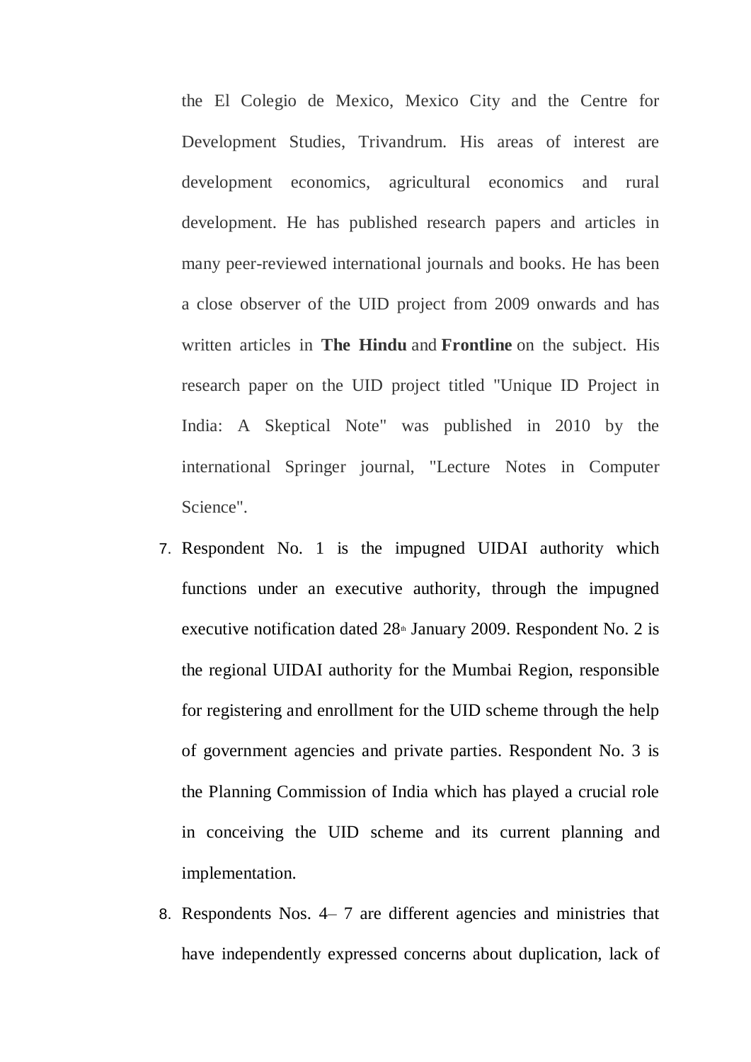the El Colegio de Mexico, Mexico City and the Centre for Development Studies, Trivandrum. His areas of interest are development economics, agricultural economics and rural development. He has published research papers and articles in many peer-reviewed international journals and books. He has been a close observer of the UID project from 2009 onwards and has written articles in **The Hindu** and **Frontline** on the subject. His research paper on the UID project titled "Unique ID Project in India: A Skeptical Note" was published in 2010 by the international Springer journal, "Lecture Notes in Computer Science".

7. Respondent No. 1 is the impugned UIDAI authority which functions under an executive authority, through the impugned executive notification dated 28th January 2009. Respondent No. 2 is the regional UIDAI authority for the Mumbai Region, responsible for registering and enrollment for the UID scheme through the help of government agencies and private parties. Respondent No. 3 is the Planning Commission of India which has played a crucial role in conceiving the UID scheme and its current planning and implementation.
8. Respondents Nos. 4– 7 are different agencies and ministries that have independently expressed concerns about duplication, lack of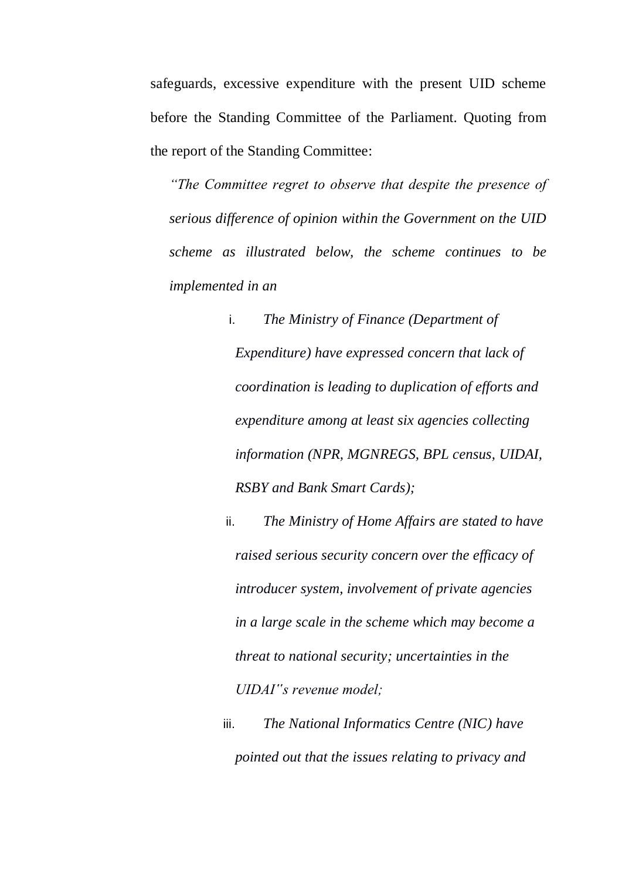safeguards, excessive expenditure with the present UID scheme before the Standing Committee of the Parliament. Quoting from the report of the Standing Committee:

> *"The Committee regret to observe that despite the presence of serious difference of opinion within the Government on the UID scheme as illustrated below, the scheme continues to be implemented in an*
>
> i. *The Ministry of Finance (Department of Expenditure) have expressed concern that lack of coordination is leading to duplication of efforts and expenditure among at least six agencies collecting information (NPR, MGNREGS, BPL census, UIDAI, RSBY and Bank Smart Cards);*
>
> ii. *The Ministry of Home Affairs are stated to have raised serious security concern over the efficacy of introducer system, involvement of private agencies in a large scale in the scheme which may become a threat to national security; uncertainties in the UIDAI"s revenue model;*
>
> iii. *The National Informatics Centre (NIC) have pointed out that the issues relating to privacy and*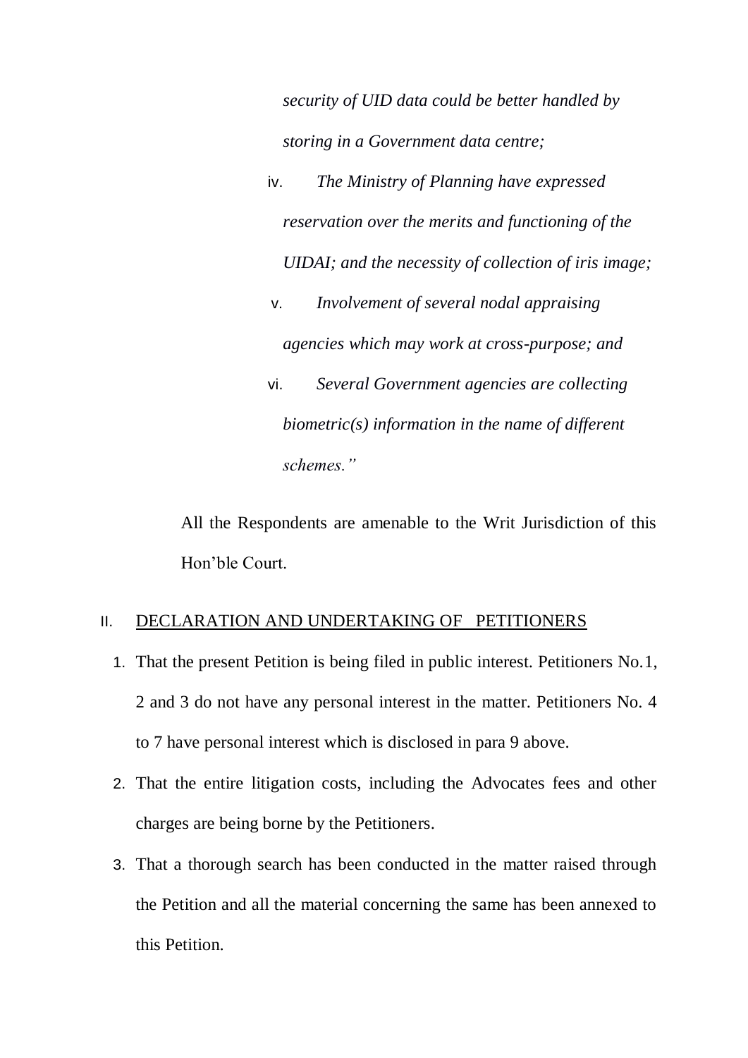*security of UID data could be better handled by storing in a Government data centre;*

iv. *The Ministry of Planning have expressed reservation over the merits and functioning of the UIDAI; and the necessity of collection of iris image;*

v. *Involvement of several nodal appraising agencies which may work at cross-purpose; and*

vi. *Several Government agencies are collecting biometric(s) information in the name of different schemes."*

All the Respondents are amenable to the Writ Jurisdiction of this Hon'ble Court.

## II. DECLARATION AND UNDERTAKING OF PETITIONERS

1. That the present Petition is being filed in public interest. Petitioners No.1, 2 and 3 do not have any personal interest in the matter. Petitioners No. 4 to 7 have personal interest which is disclosed in para 9 above.
2. That the entire litigation costs, including the Advocates fees and other charges are being borne by the Petitioners.
3. That a thorough search has been conducted in the matter raised through the Petition and all the material concerning the same has been annexed to this Petition.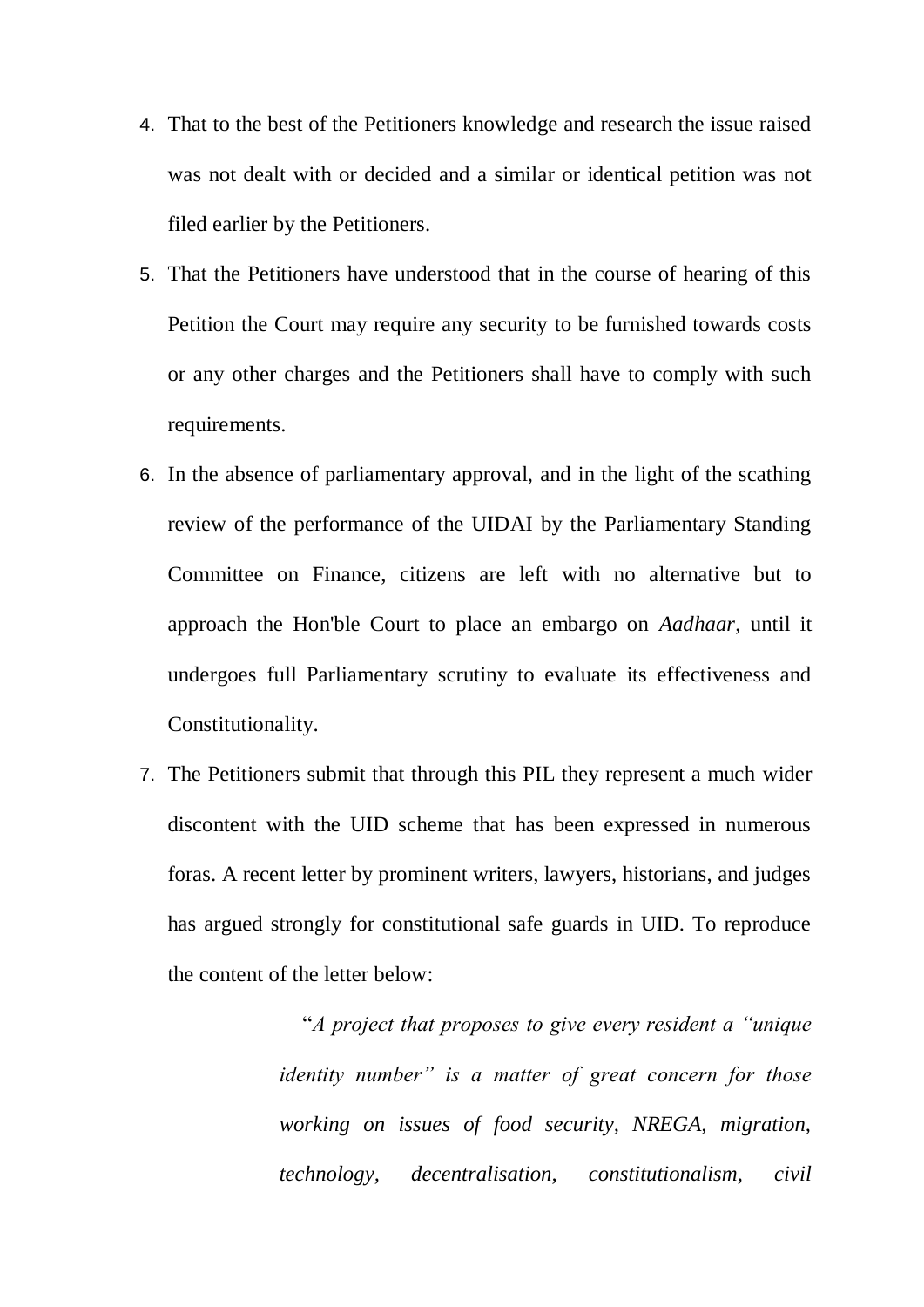4. That to the best of the Petitioners knowledge and research the issue raised was not dealt with or decided and a similar or identical petition was not filed earlier by the Petitioners.

5. That the Petitioners have understood that in the course of hearing of this Petition the Court may require any security to be furnished towards costs or any other charges and the Petitioners shall have to comply with such requirements.

6. In the absence of parliamentary approval, and in the light of the scathing review of the performance of the UIDAI by the Parliamentary Standing Committee on Finance, citizens are left with no alternative but to approach the Hon'ble Court to place an embargo on *Aadhaar*, until it undergoes full Parliamentary scrutiny to evaluate its effectiveness and Constitutionality.

7. The Petitioners submit that through this PIL they represent a much wider discontent with the UID scheme that has been expressed in numerous foras. A recent letter by prominent writers, lawyers, historians, and judges has argued strongly for constitutional safe guards in UID. To reproduce the content of the letter below:

> "*A project that proposes to give every resident a "unique identity number" is a matter of great concern for those working on issues of food security, NREGA, migration, technology, decentralisation, constitutionalism, civil*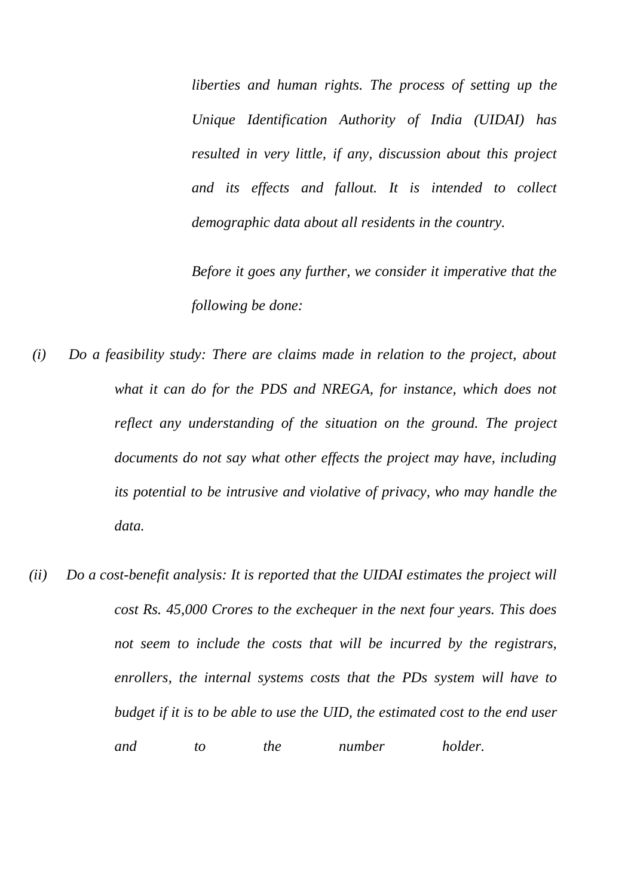*liberties and human rights. The process of setting up the Unique Identification Authority of India (UIDAI) has resulted in very little, if any, discussion about this project and its effects and fallout. It is intended to collect demographic data about all residents in the country.*

*Before it goes any further, we consider it imperative that the following be done:*

*(i) Do a feasibility study: There are claims made in relation to the project, about what it can do for the PDS and NREGA, for instance, which does not reflect any understanding of the situation on the ground. The project documents do not say what other effects the project may have, including its potential to be intrusive and violative of privacy, who may handle the data.*

*(ii) Do a cost-benefit analysis: It is reported that the UIDAI estimates the project will cost Rs. 45,000 Crores to the exchequer in the next four years. This does not seem to include the costs that will be incurred by the registrars, enrollers, the internal systems costs that the PDs system will have to budget if it is to be able to use the UID, the estimated cost to the end user and to the number holder.*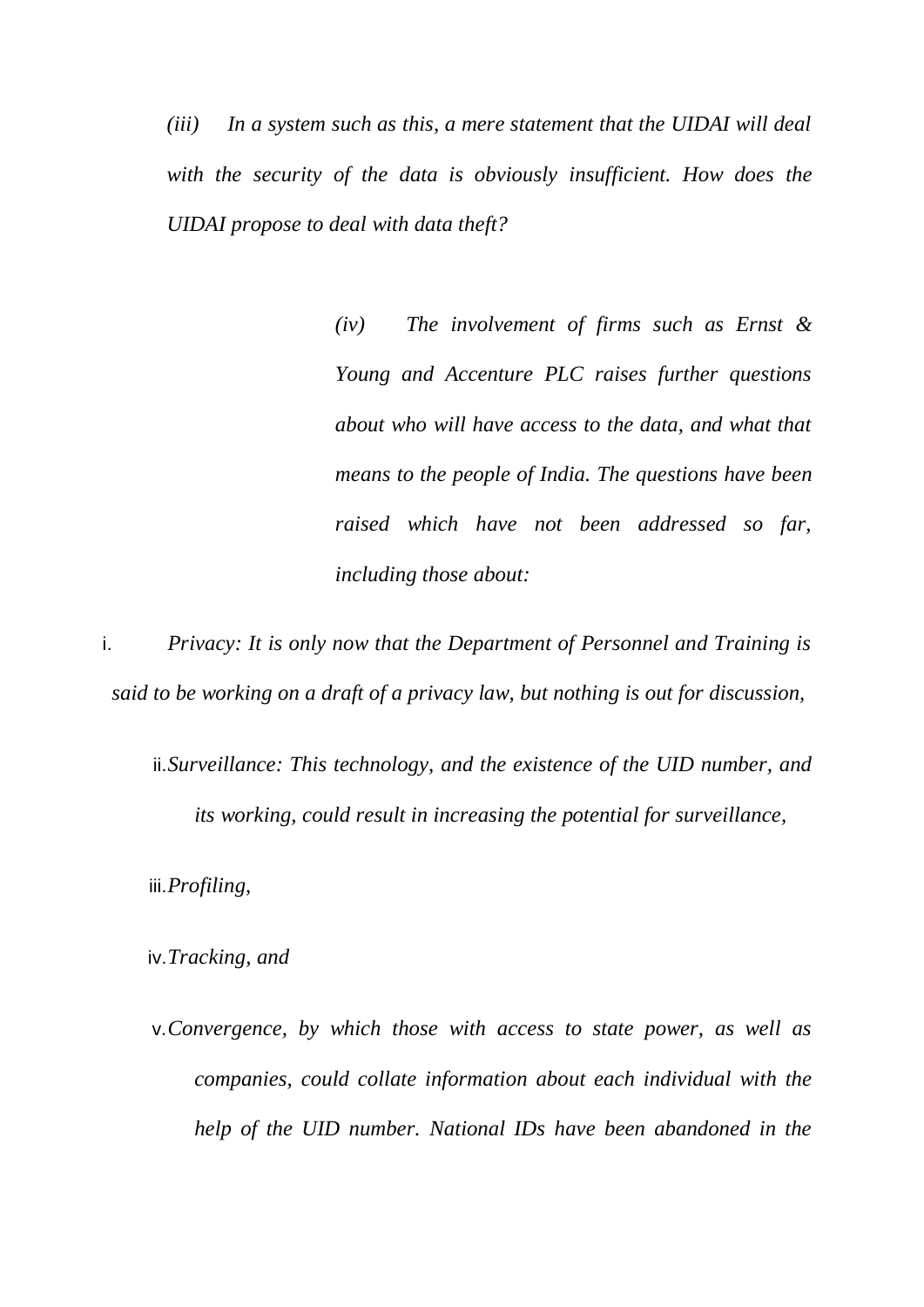*(iii) In a system such as this, a mere statement that the UIDAI will deal with the security of the data is obviously insufficient. How does the UIDAI propose to deal with data theft?*

*(iv) The involvement of firms such as Ernst & Young and Accenture PLC raises further questions about who will have access to the data, and what that means to the people of India. The questions have been raised which have not been addressed so far, including those about:*

i. *Privacy: It is only now that the Department of Personnel and Training is said to be working on a draft of a privacy law, but nothing is out for discussion,*

ii. *Surveillance: This technology, and the existence of the UID number, and its working, could result in increasing the potential for surveillance,*

iii. *Profiling,*

iv. *Tracking, and*

v. *Convergence, by which those with access to state power, as well as companies, could collate information about each individual with the help of the UID number. National IDs have been abandoned in the*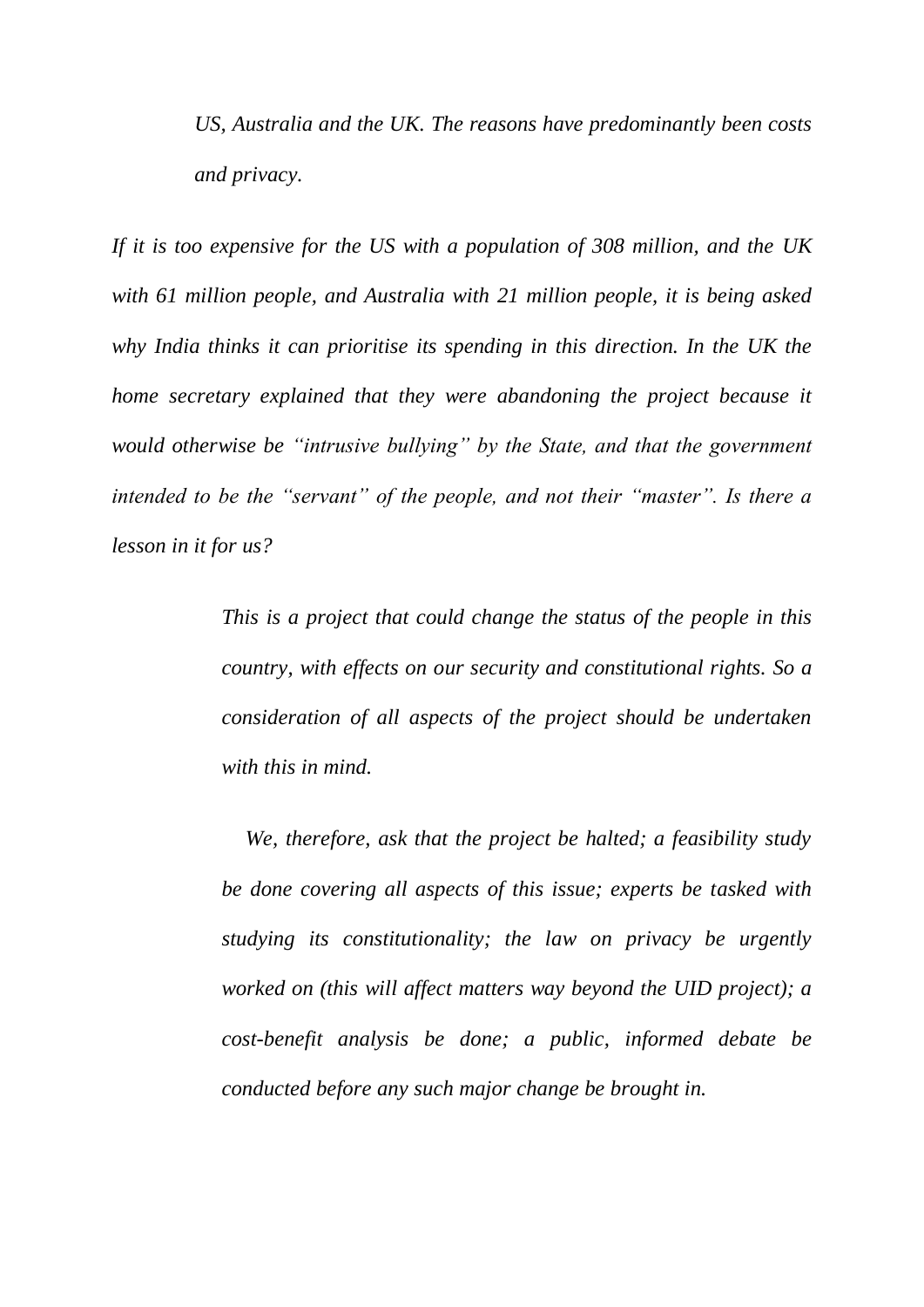> *US, Australia and the UK. The reasons have predominantly been costs and privacy.*

*If it is too expensive for the US with a population of 308 million, and the UK with 61 million people, and Australia with 21 million people, it is being asked why India thinks it can prioritise its spending in this direction. In the UK the home secretary explained that they were abandoning the project because it would otherwise be "intrusive bullying" by the State, and that the government intended to be the "servant" of the people, and not their "master". Is there a lesson in it for us?*

> *This is a project that could change the status of the people in this country, with effects on our security and constitutional rights. So a consideration of all aspects of the project should be undertaken with this in mind.*
>
> *We, therefore, ask that the project be halted; a feasibility study be done covering all aspects of this issue; experts be tasked with studying its constitutionality; the law on privacy be urgently worked on (this will affect matters way beyond the UID project); a cost-benefit analysis be done; a public, informed debate be conducted before any such major change be brought in.*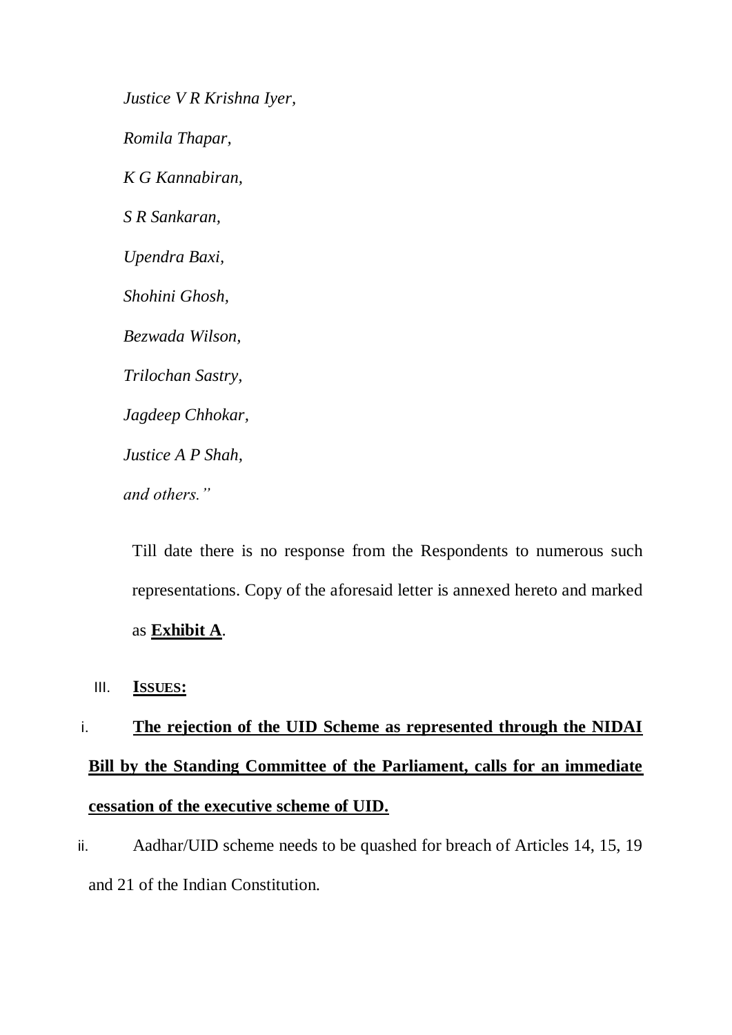*Justice V R Krishna Iyer,*

*Romila Thapar,*

*K G Kannabiran,*

*S R Sankaran,*

*Upendra Baxi,*

*Shohini Ghosh,*

*Bezwada Wilson,*

*Trilochan Sastry,*

*Jagdeep Chhokar,*

*Justice A P Shah,*

*and others."*

Till date there is no response from the Respondents to numerous such representations. Copy of the aforesaid letter is annexed hereto and marked as **<u>Exhibit A</u>**.

III. **<u>ISSUES:</u>**

i. **<u>The rejection of the UID Scheme as represented through the NIDAI Bill by the Standing Committee of the Parliament, calls for an immediate cessation of the executive scheme of UID.</u>**

ii. Aadhar/UID scheme needs to be quashed for breach of Articles 14, 15, 19 and 21 of the Indian Constitution.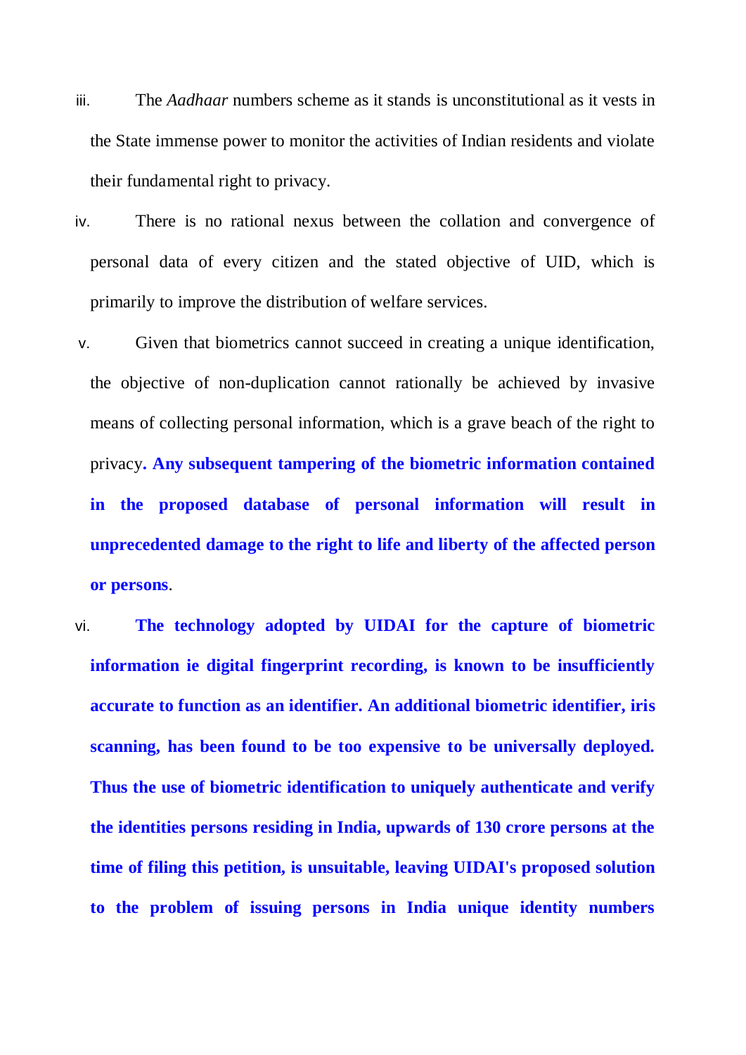iii. The *Aadhaar* numbers scheme as it stands is unconstitutional as it vests in the State immense power to monitor the activities of Indian residents and violate their fundamental right to privacy.

iv. There is no rational nexus between the collation and convergence of personal data of every citizen and the stated objective of UID, which is primarily to improve the distribution of welfare services.

v. Given that biometrics cannot succeed in creating a unique identification, the objective of non-duplication cannot rationally be achieved by invasive means of collecting personal information, which is a grave beach of the right to privacy**. Any subsequent tampering of the biometric information contained in the proposed database of personal information will result in unprecedented damage to the right to life and liberty of the affected person or persons**.

vi. **The technology adopted by UIDAI for the capture of biometric information ie digital fingerprint recording, is known to be insufficiently accurate to function as an identifier. An additional biometric identifier, iris scanning, has been found to be too expensive to be universally deployed. Thus the use of biometric identification to uniquely authenticate and verify the identities persons residing in India, upwards of 130 crore persons at the time of filing this petition, is unsuitable, leaving UIDAI's proposed solution to the problem of issuing persons in India unique identity numbers**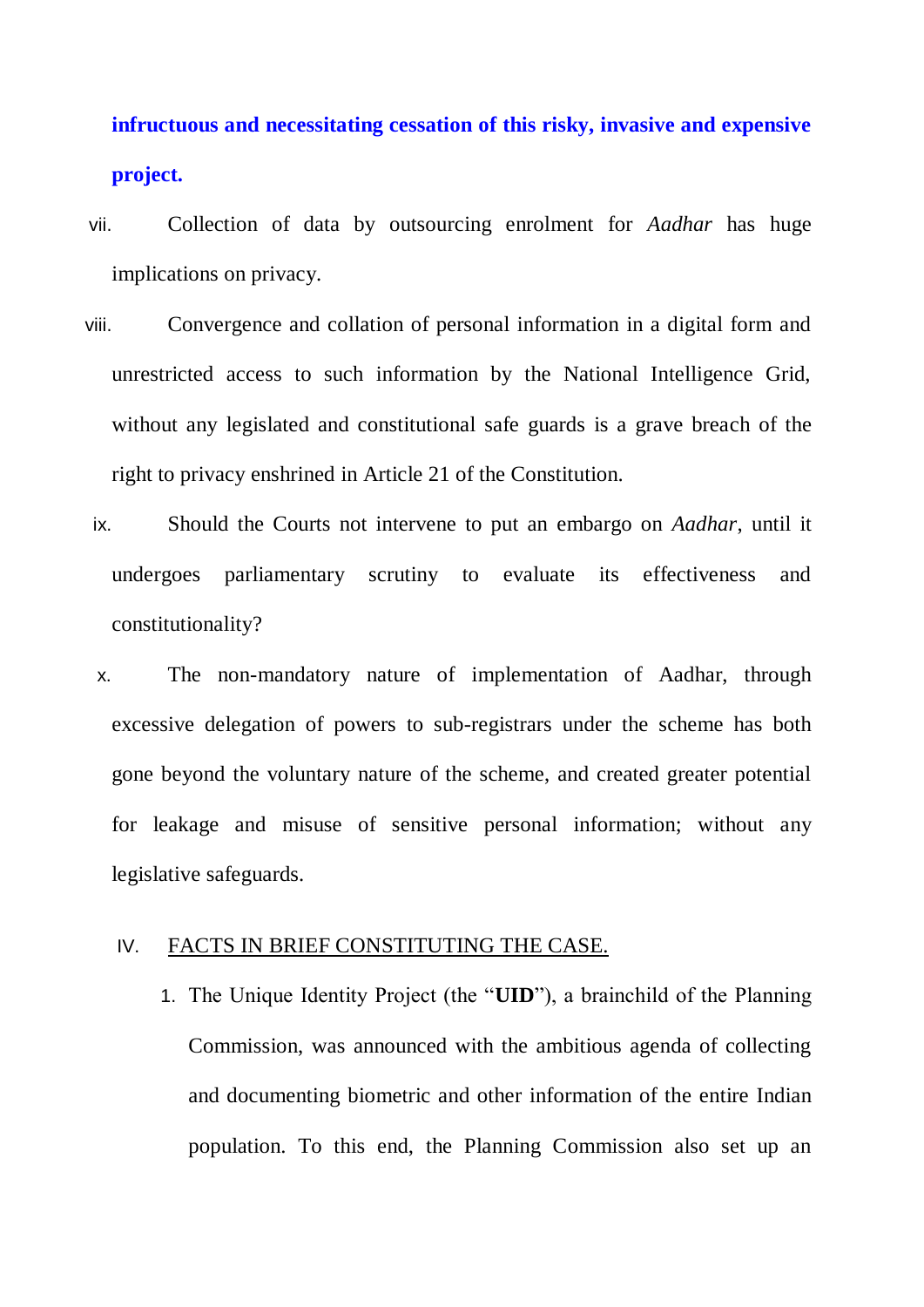**infructuous and necessitating cessation of this risky, invasive and expensive project.**

vii. Collection of data by outsourcing enrolment for *Aadhar* has huge implications on privacy.

viii. Convergence and collation of personal information in a digital form and unrestricted access to such information by the National Intelligence Grid, without any legislated and constitutional safe guards is a grave breach of the right to privacy enshrined in Article 21 of the Constitution.

ix. Should the Courts not intervene to put an embargo on *Aadhar*, until it undergoes parliamentary scrutiny to evaluate its effectiveness and constitutionality?

x. The non-mandatory nature of implementation of Aadhar, through excessive delegation of powers to sub-registrars under the scheme has both gone beyond the voluntary nature of the scheme, and created greater potential for leakage and misuse of sensitive personal information; without any legislative safeguards.

## IV. FACTS IN BRIEF CONSTITUTING THE CASE.

1. The Unique Identity Project (the "**UID**"), a brainchild of the Planning Commission, was announced with the ambitious agenda of collecting and documenting biometric and other information of the entire Indian population. To this end, the Planning Commission also set up an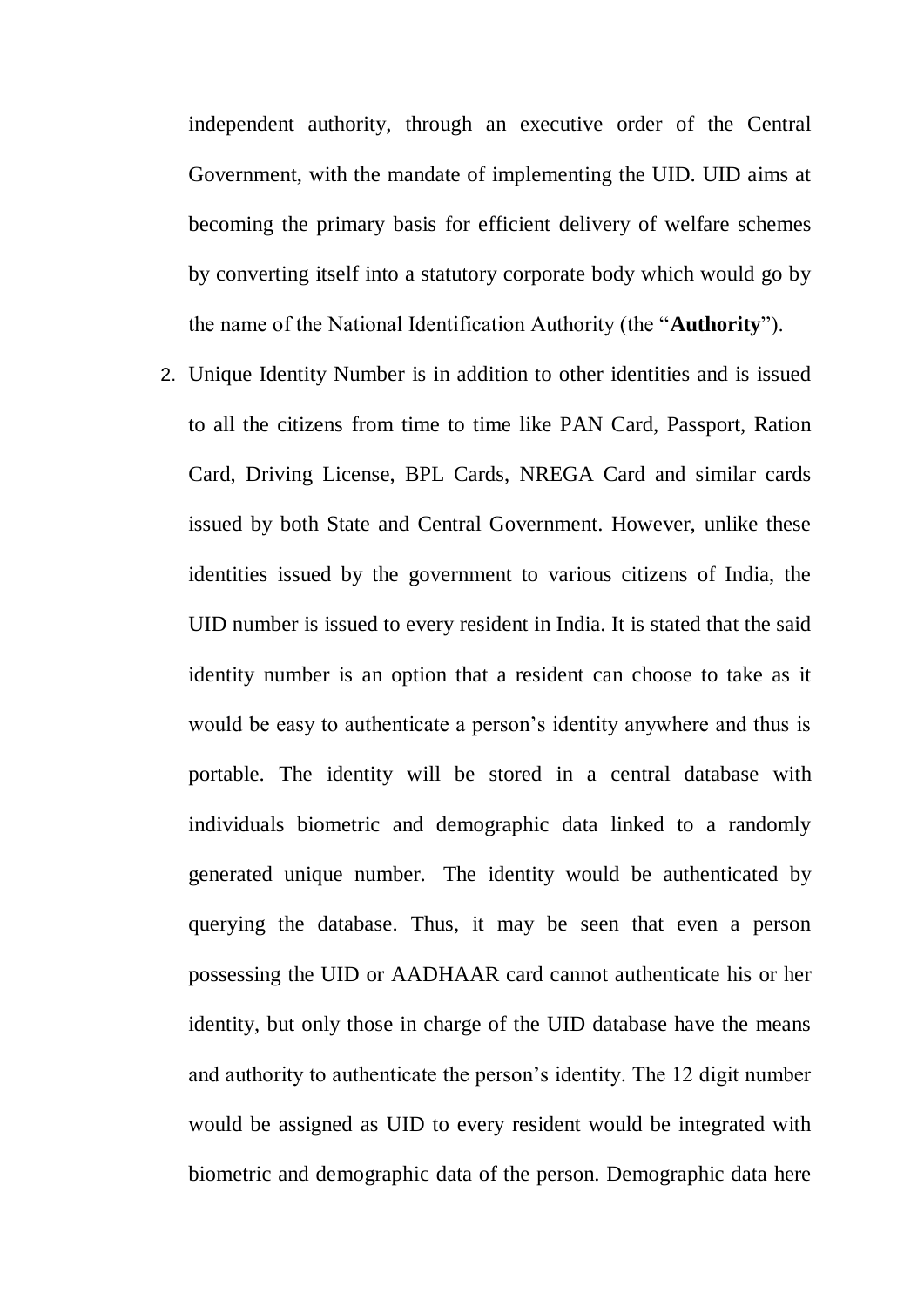independent authority, through an executive order of the Central Government, with the mandate of implementing the UID. UID aims at becoming the primary basis for efficient delivery of welfare schemes by converting itself into a statutory corporate body which would go by the name of the National Identification Authority (the "**Authority**").

2. Unique Identity Number is in addition to other identities and is issued to all the citizens from time to time like PAN Card, Passport, Ration Card, Driving License, BPL Cards, NREGA Card and similar cards issued by both State and Central Government. However, unlike these identities issued by the government to various citizens of India, the UID number is issued to every resident in India. It is stated that the said identity number is an option that a resident can choose to take as it would be easy to authenticate a person's identity anywhere and thus is portable. The identity will be stored in a central database with individuals biometric and demographic data linked to a randomly generated unique number. The identity would be authenticated by querying the database. Thus, it may be seen that even a person possessing the UID or AADHAAR card cannot authenticate his or her identity, but only those in charge of the UID database have the means and authority to authenticate the person's identity. The 12 digit number would be assigned as UID to every resident would be integrated with biometric and demographic data of the person. Demographic data here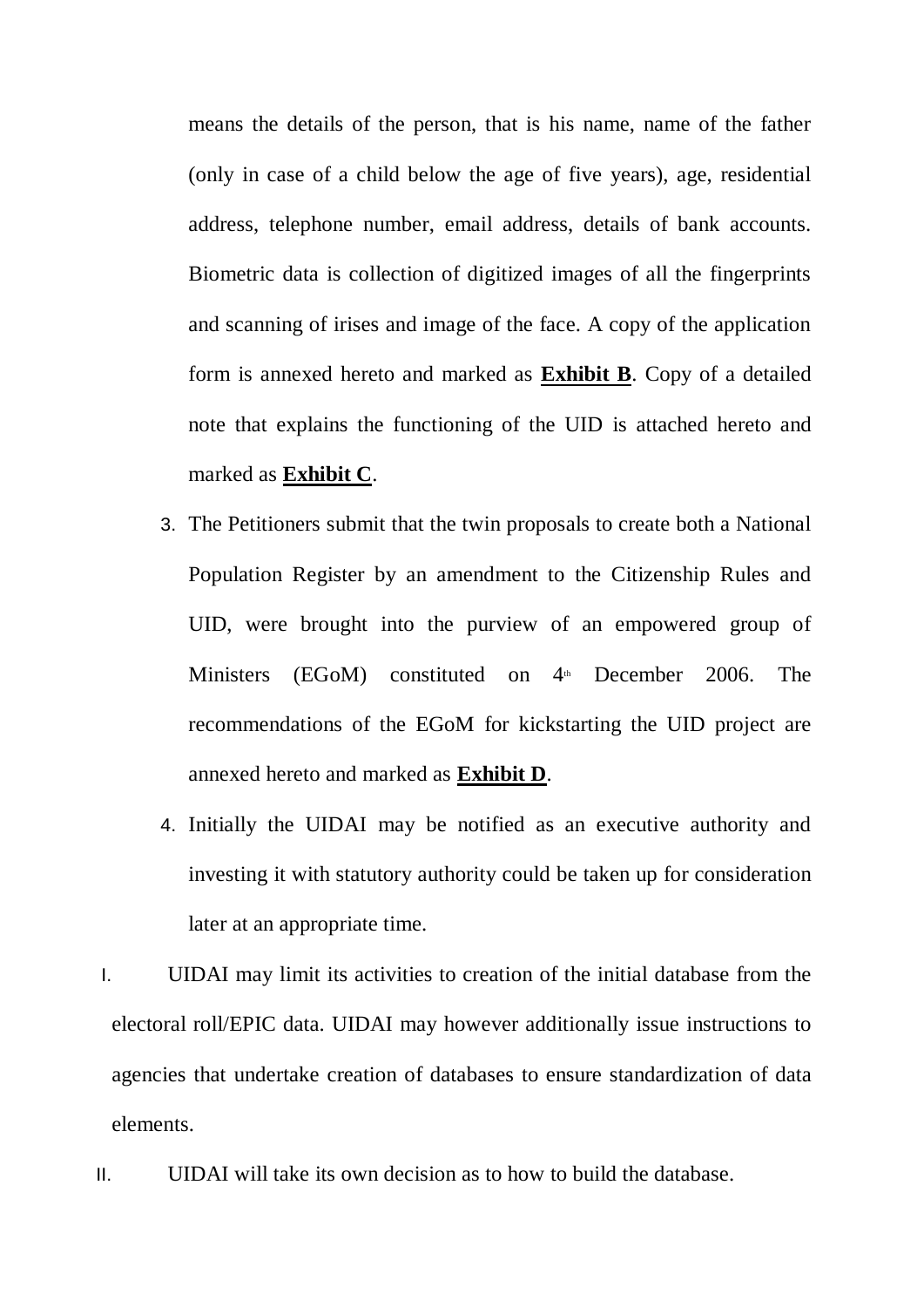means the details of the person, that is his name, name of the father (only in case of a child below the age of five years), age, residential address, telephone number, email address, details of bank accounts. Biometric data is collection of digitized images of all the fingerprints and scanning of irises and image of the face. A copy of the application form is annexed hereto and marked as **Exhibit B**. Copy of a detailed note that explains the functioning of the UID is attached hereto and marked as **Exhibit C**.

3. The Petitioners submit that the twin proposals to create both a National Population Register by an amendment to the Citizenship Rules and UID, were brought into the purview of an empowered group of Ministers (EGoM) constituted on 4th December 2006. The recommendations of the EGoM for kickstarting the UID project are annexed hereto and marked as **Exhibit D**.

4. Initially the UIDAI may be notified as an executive authority and investing it with statutory authority could be taken up for consideration later at an appropriate time.

I. UIDAI may limit its activities to creation of the initial database from the electoral roll/EPIC data. UIDAI may however additionally issue instructions to agencies that undertake creation of databases to ensure standardization of data elements.

II. UIDAI will take its own decision as to how to build the database.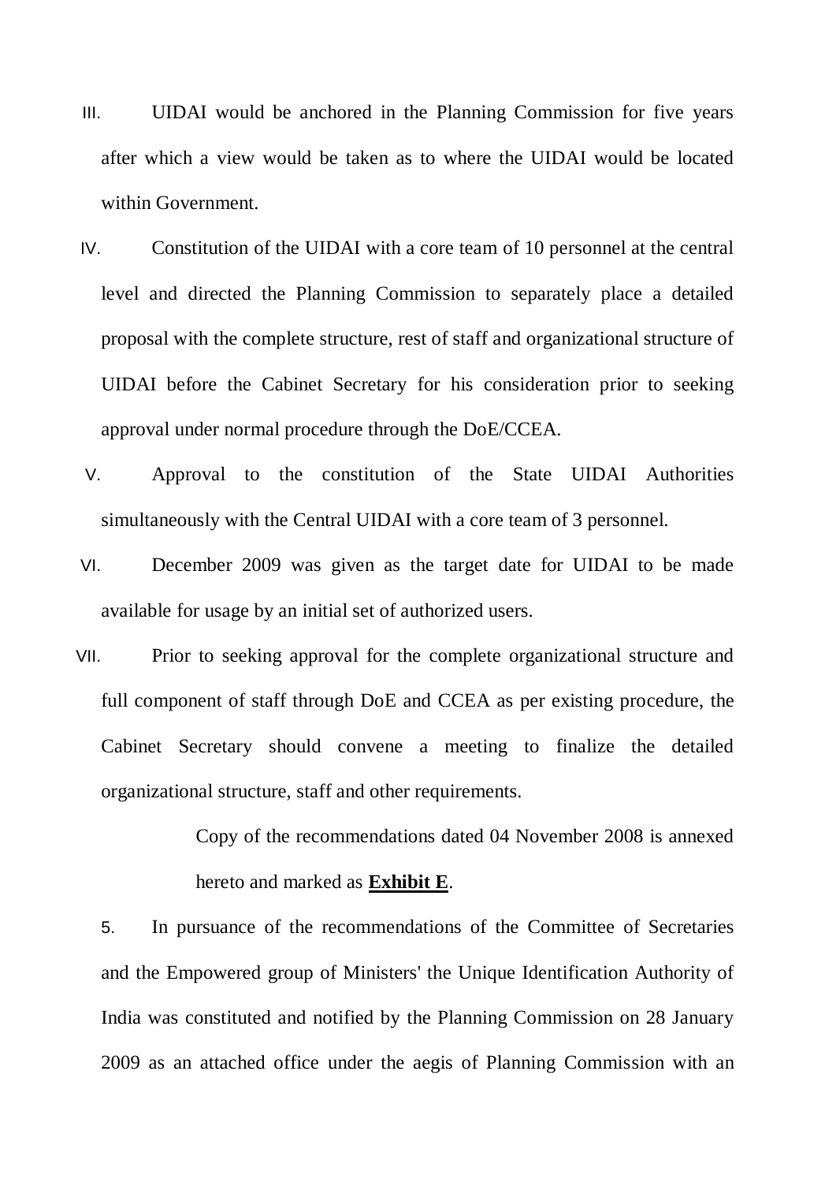III. UIDAI would be anchored in the Planning Commission for five years after which a view would be taken as to where the UIDAI would be located within Government.

IV. Constitution of the UIDAI with a core team of 10 personnel at the central level and directed the Planning Commission to separately place a detailed proposal with the complete structure, rest of staff and organizational structure of UIDAI before the Cabinet Secretary for his consideration prior to seeking approval under normal procedure through the DoE/CCEA.

V. Approval to the constitution of the State UIDAI Authorities simultaneously with the Central UIDAI with a core team of 3 personnel.

VI. December 2009 was given as the target date for UIDAI to be made available for usage by an initial set of authorized users.

VII. Prior to seeking approval for the complete organizational structure and full component of staff through DoE and CCEA as per existing procedure, the Cabinet Secretary should convene a meeting to finalize the detailed organizational structure, staff and other requirements.

Copy of the recommendations dated 04 November 2008 is annexed hereto and marked as **Exhibit E**.

5. In pursuance of the recommendations of the Committee of Secretaries and the Empowered group of Ministers' the Unique Identification Authority of India was constituted and notified by the Planning Commission on 28 January 2009 as an attached office under the aegis of Planning Commission with an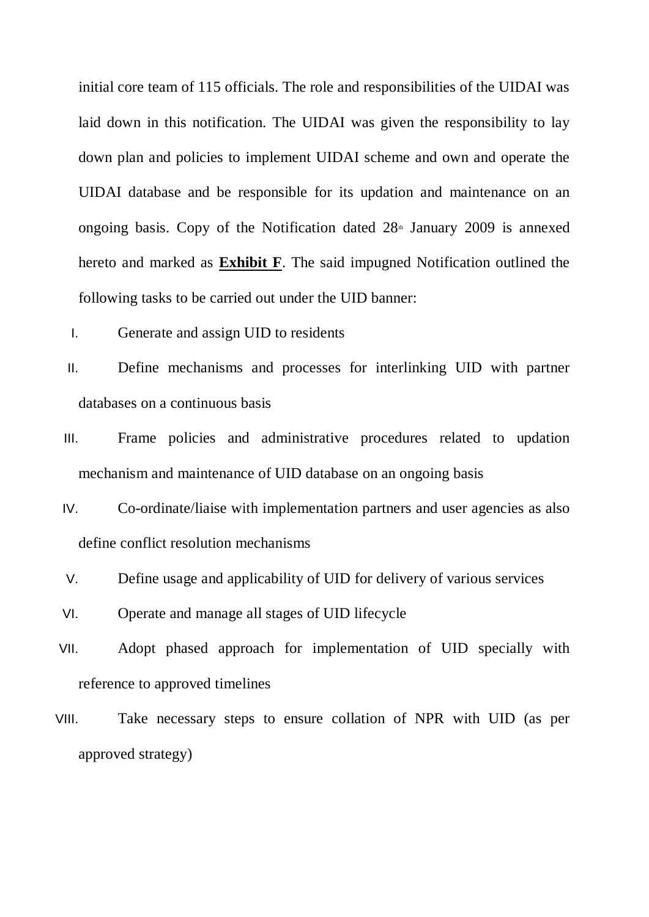initial core team of 115 officials. The role and responsibilities of the UIDAI was laid down in this notification. The UIDAI was given the responsibility to lay down plan and policies to implement UIDAI scheme and own and operate the UIDAI database and be responsible for its updation and maintenance on an ongoing basis. Copy of the Notification dated 28th January 2009 is annexed hereto and marked as **Exhibit F**. The said impugned Notification outlined the following tasks to be carried out under the UID banner:

I. Generate and assign UID to residents

II. Define mechanisms and processes for interlinking UID with partner databases on a continuous basis

III. Frame policies and administrative procedures related to updation mechanism and maintenance of UID database on an ongoing basis

IV. Co-ordinate/liaise with implementation partners and user agencies as also define conflict resolution mechanisms

V. Define usage and applicability of UID for delivery of various services

VI. Operate and manage all stages of UID lifecycle

VII. Adopt phased approach for implementation of UID specially with reference to approved timelines

VIII. Take necessary steps to ensure collation of NPR with UID (as per approved strategy)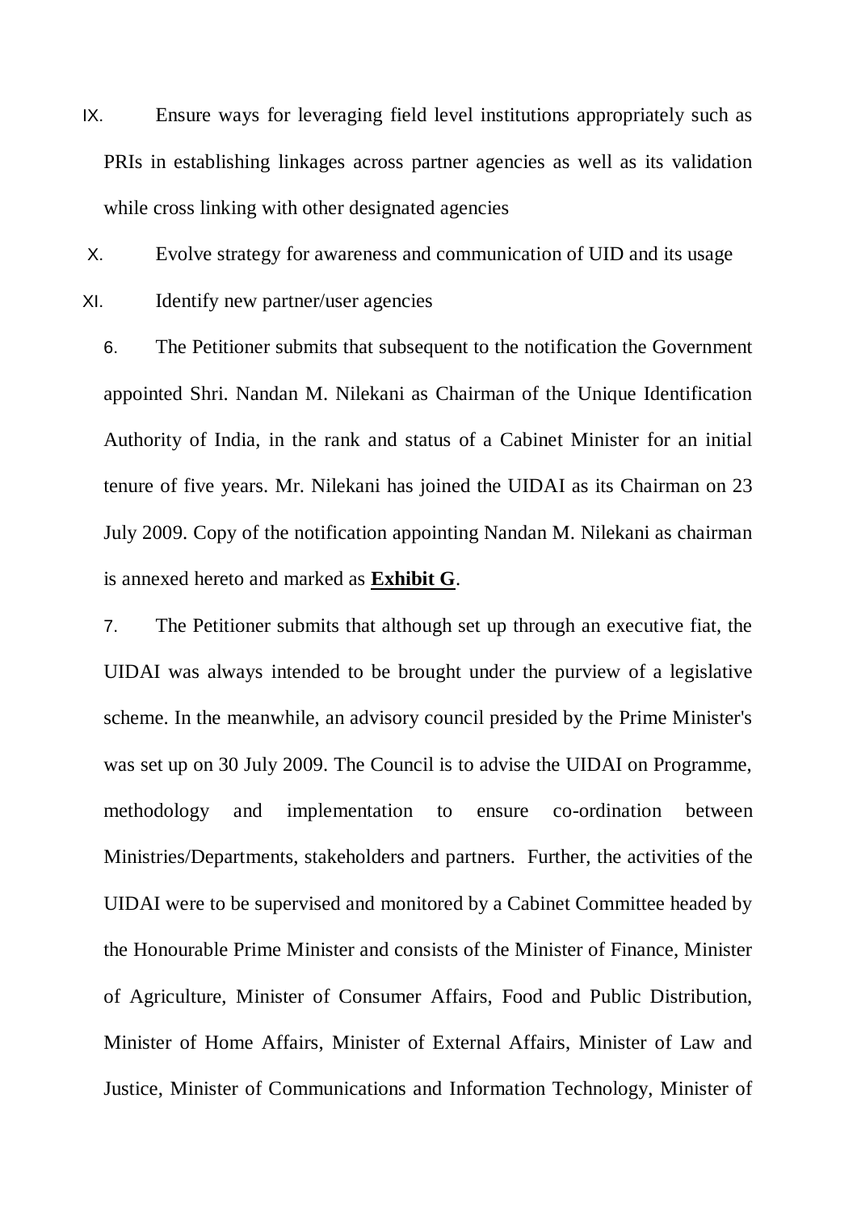IX. Ensure ways for leveraging field level institutions appropriately such as PRIs in establishing linkages across partner agencies as well as its validation while cross linking with other designated agencies

X. Evolve strategy for awareness and communication of UID and its usage

XI. Identify new partner/user agencies

6. The Petitioner submits that subsequent to the notification the Government appointed Shri. Nandan M. Nilekani as Chairman of the Unique Identification Authority of India, in the rank and status of a Cabinet Minister for an initial tenure of five years. Mr. Nilekani has joined the UIDAI as its Chairman on 23 July 2009. Copy of the notification appointing Nandan M. Nilekani as chairman is annexed hereto and marked as **Exhibit G**.

7. The Petitioner submits that although set up through an executive fiat, the UIDAI was always intended to be brought under the purview of a legislative scheme. In the meanwhile, an advisory council presided by the Prime Minister's was set up on 30 July 2009. The Council is to advise the UIDAI on Programme, methodology and implementation to ensure co-ordination between Ministries/Departments, stakeholders and partners. Further, the activities of the UIDAI were to be supervised and monitored by a Cabinet Committee headed by the Honourable Prime Minister and consists of the Minister of Finance, Minister of Agriculture, Minister of Consumer Affairs, Food and Public Distribution, Minister of Home Affairs, Minister of External Affairs, Minister of Law and Justice, Minister of Communications and Information Technology, Minister of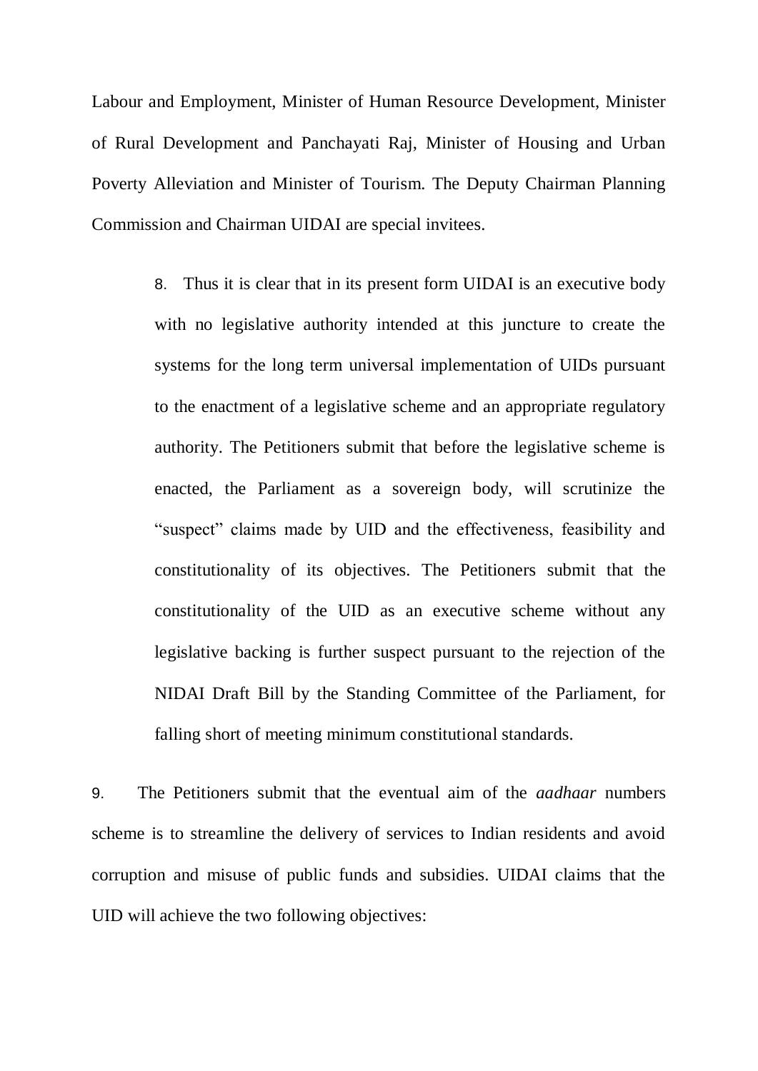Labour and Employment, Minister of Human Resource Development, Minister of Rural Development and Panchayati Raj, Minister of Housing and Urban Poverty Alleviation and Minister of Tourism. The Deputy Chairman Planning Commission and Chairman UIDAI are special invitees.

> 8. Thus it is clear that in its present form UIDAI is an executive body with no legislative authority intended at this juncture to create the systems for the long term universal implementation of UIDs pursuant to the enactment of a legislative scheme and an appropriate regulatory authority. The Petitioners submit that before the legislative scheme is enacted, the Parliament as a sovereign body, will scrutinize the "suspect" claims made by UID and the effectiveness, feasibility and constitutionality of its objectives. The Petitioners submit that the constitutionality of the UID as an executive scheme without any legislative backing is further suspect pursuant to the rejection of the NIDAI Draft Bill by the Standing Committee of the Parliament, for falling short of meeting minimum constitutional standards.

9. The Petitioners submit that the eventual aim of the *aadhaar* numbers scheme is to streamline the delivery of services to Indian residents and avoid corruption and misuse of public funds and subsidies. UIDAI claims that the UID will achieve the two following objectives: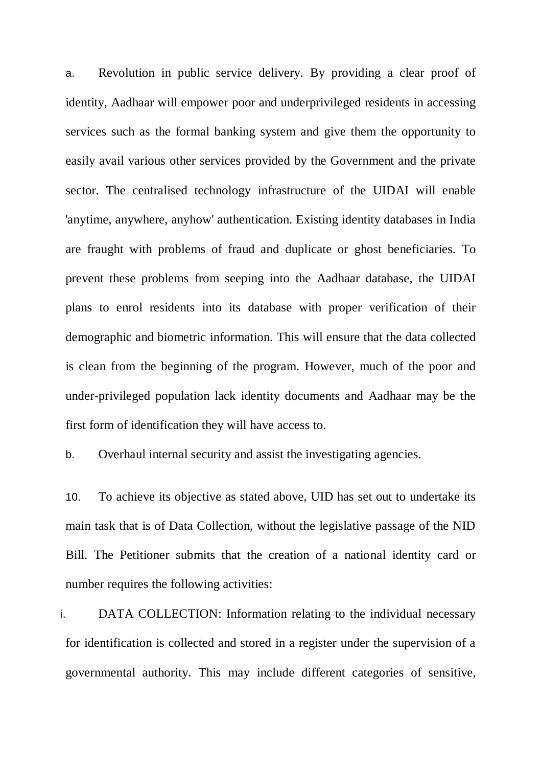a. Revolution in public service delivery. By providing a clear proof of identity, Aadhaar will empower poor and underprivileged residents in accessing services such as the formal banking system and give them the opportunity to easily avail various other services provided by the Government and the private sector. The centralised technology infrastructure of the UIDAI will enable 'anytime, anywhere, anyhow' authentication. Existing identity databases in India are fraught with problems of fraud and duplicate or ghost beneficiaries. To prevent these problems from seeping into the Aadhaar database, the UIDAI plans to enrol residents into its database with proper verification of their demographic and biometric information. This will ensure that the data collected is clean from the beginning of the program. However, much of the poor and under-privileged population lack identity documents and Aadhaar may be the first form of identification they will have access to.

b. Overhaul internal security and assist the investigating agencies.

10. To achieve its objective as stated above, UID has set out to undertake its main task that is of Data Collection, without the legislative passage of the NID Bill. The Petitioner submits that the creation of a national identity card or number requires the following activities:

i. DATA COLLECTION: Information relating to the individual necessary for identification is collected and stored in a register under the supervision of a governmental authority. This may include different categories of sensitive,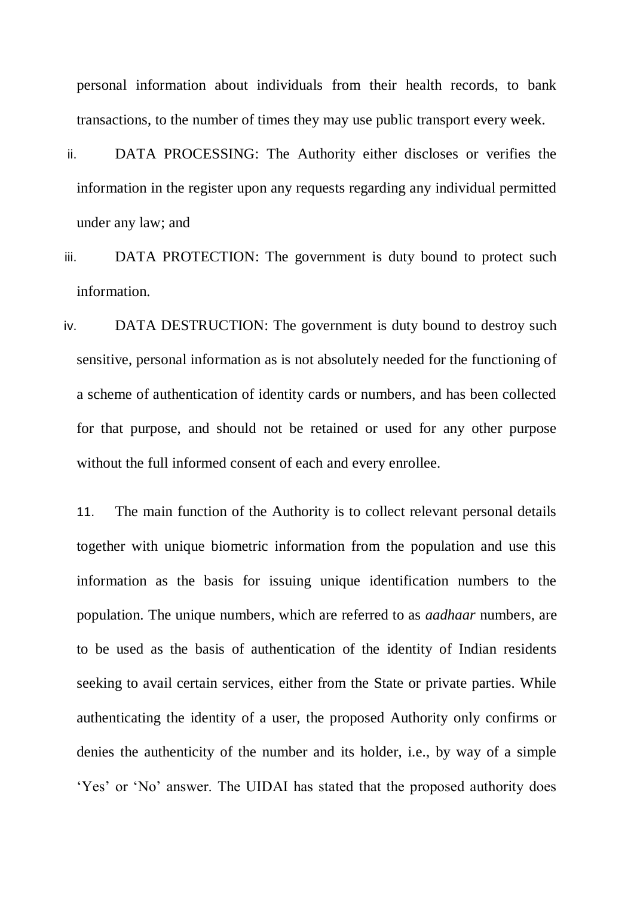personal information about individuals from their health records, to bank transactions, to the number of times they may use public transport every week.

ii. DATA PROCESSING: The Authority either discloses or verifies the information in the register upon any requests regarding any individual permitted under any law; and

iii. DATA PROTECTION: The government is duty bound to protect such information.

iv. DATA DESTRUCTION: The government is duty bound to destroy such sensitive, personal information as is not absolutely needed for the functioning of a scheme of authentication of identity cards or numbers, and has been collected for that purpose, and should not be retained or used for any other purpose without the full informed consent of each and every enrollee.

11. The main function of the Authority is to collect relevant personal details together with unique biometric information from the population and use this information as the basis for issuing unique identification numbers to the population. The unique numbers, which are referred to as *aadhaar* numbers, are to be used as the basis of authentication of the identity of Indian residents seeking to avail certain services, either from the State or private parties. While authenticating the identity of a user, the proposed Authority only confirms or denies the authenticity of the number and its holder, i.e., by way of a simple 'Yes' or 'No' answer. The UIDAI has stated that the proposed authority does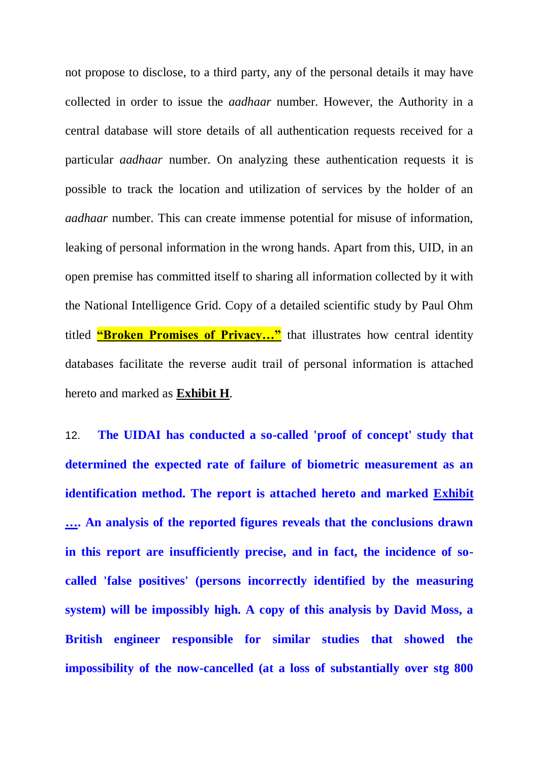not propose to disclose, to a third party, any of the personal details it may have collected in order to issue the *aadhaar* number. However, the Authority in a central database will store details of all authentication requests received for a particular *aadhaar* number. On analyzing these authentication requests it is possible to track the location and utilization of services by the holder of an *aadhaar* number. This can create immense potential for misuse of information, leaking of personal information in the wrong hands. Apart from this, UID, in an open premise has committed itself to sharing all information collected by it with the National Intelligence Grid. Copy of a detailed scientific study by Paul Ohm titled **"Broken Promises of Privacy…"** that illustrates how central identity databases facilitate the reverse audit trail of personal information is attached hereto and marked as **Exhibit H**.

12. **The UIDAI has conducted a so-called 'proof of concept' study that determined the expected rate of failure of biometric measurement as an identification method. The report is attached hereto and marked Exhibit …. An analysis of the reported figures reveals that the conclusions drawn in this report are insufficiently precise, and in fact, the incidence of so-called 'false positives' (persons incorrectly identified by the measuring system) will be impossibly high. A copy of this analysis by David Moss, a British engineer responsible for similar studies that showed the impossibility of the now-cancelled (at a loss of substantially over stg 800**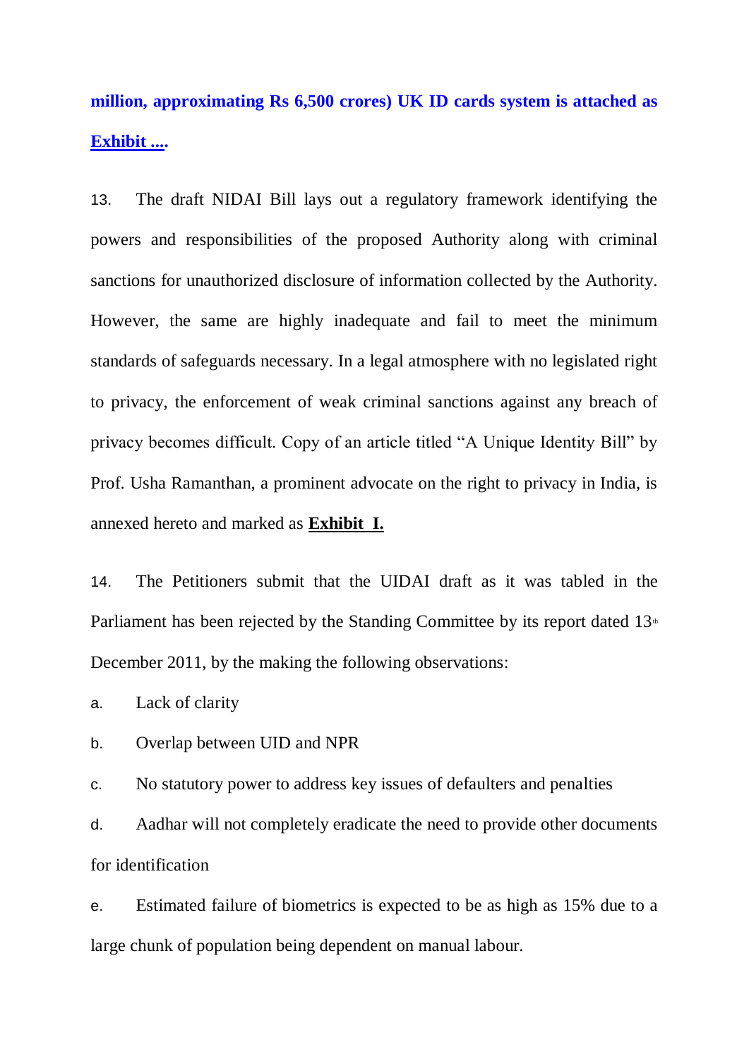**million, approximating Rs 6,500 crores) UK ID cards system is attached as Exhibit ....**

13. The draft NIDAI Bill lays out a regulatory framework identifying the powers and responsibilities of the proposed Authority along with criminal sanctions for unauthorized disclosure of information collected by the Authority. However, the same are highly inadequate and fail to meet the minimum standards of safeguards necessary. In a legal atmosphere with no legislated right to privacy, the enforcement of weak criminal sanctions against any breach of privacy becomes difficult. Copy of an article titled "A Unique Identity Bill" by Prof. Usha Ramanthan, a prominent advocate on the right to privacy in India, is annexed hereto and marked as **Exhibit I.**

14. The Petitioners submit that the UIDAI draft as it was tabled in the Parliament has been rejected by the Standing Committee by its report dated 13th December 2011, by the making the following observations:

a. Lack of clarity

b. Overlap between UID and NPR

c. No statutory power to address key issues of defaulters and penalties

d. Aadhar will not completely eradicate the need to provide other documents for identification

e. Estimated failure of biometrics is expected to be as high as 15% due to a large chunk of population being dependent on manual labour.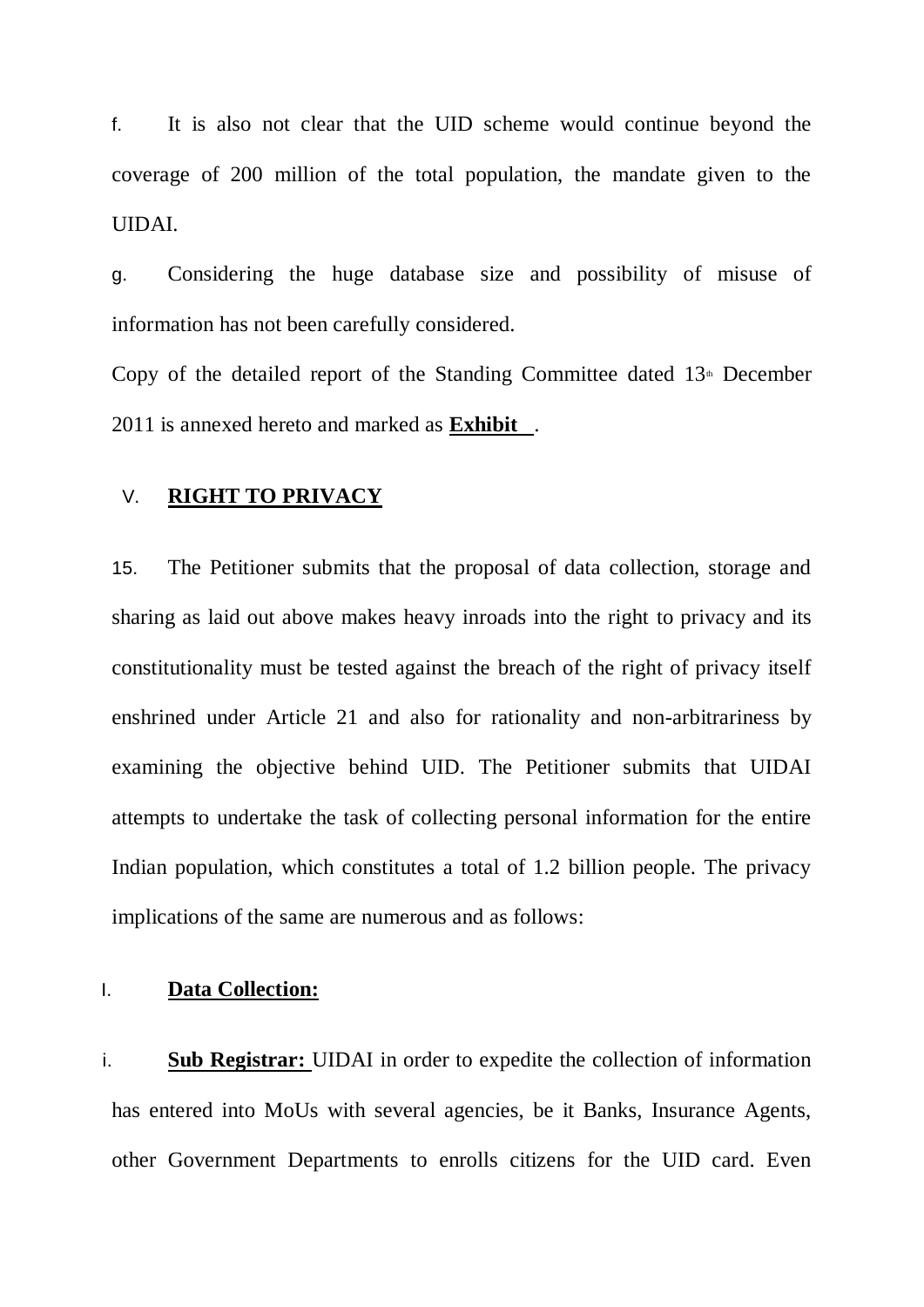f. It is also not clear that the UID scheme would continue beyond the coverage of 200 million of the total population, the mandate given to the UIDAI.

g. Considering the huge database size and possibility of misuse of information has not been carefully considered.

Copy of the detailed report of the Standing Committee dated 13th December 2011 is annexed hereto and marked as **Exhibit __**.

## V. RIGHT TO PRIVACY

15. The Petitioner submits that the proposal of data collection, storage and sharing as laid out above makes heavy inroads into the right to privacy and its constitutionality must be tested against the breach of the right of privacy itself enshrined under Article 21 and also for rationality and non-arbitrariness by examining the objective behind UID. The Petitioner submits that UIDAI attempts to undertake the task of collecting personal information for the entire Indian population, which constitutes a total of 1.2 billion people. The privacy implications of the same are numerous and as follows:

### I. Data Collection:

i. **Sub Registrar:** UIDAI in order to expedite the collection of information has entered into MoUs with several agencies, be it Banks, Insurance Agents, other Government Departments to enrolls citizens for the UID card. Even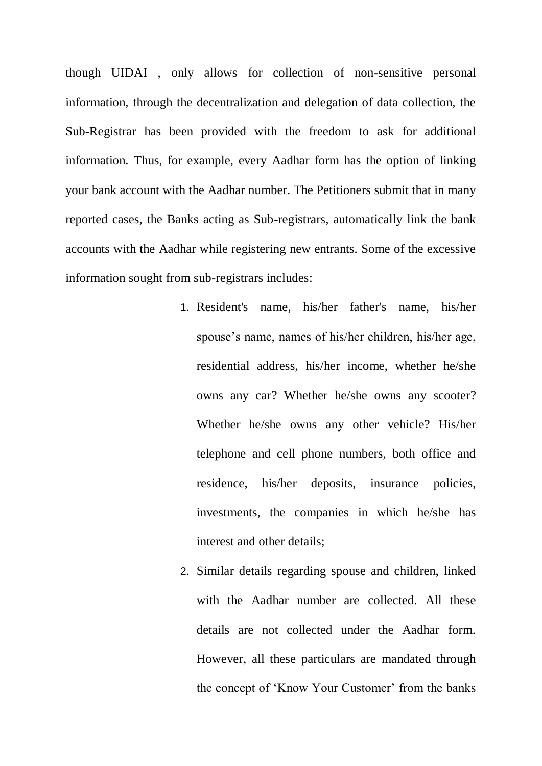though UIDAI , only allows for collection of non-sensitive personal information, through the decentralization and delegation of data collection, the Sub-Registrar has been provided with the freedom to ask for additional information. Thus, for example, every Aadhar form has the option of linking your bank account with the Aadhar number. The Petitioners submit that in many reported cases, the Banks acting as Sub-registrars, automatically link the bank accounts with the Aadhar while registering new entrants. Some of the excessive information sought from sub-registrars includes:

1. Resident's name, his/her father's name, his/her spouse’s name, names of his/her children, his/her age, residential address, his/her income, whether he/she owns any car? Whether he/she owns any scooter? Whether he/she owns any other vehicle? His/her telephone and cell phone numbers, both office and residence, his/her deposits, insurance policies, investments, the companies in which he/she has interest and other details;
2. Similar details regarding spouse and children, linked with the Aadhar number are collected. All these details are not collected under the Aadhar form. However, all these particulars are mandated through the concept of ‘Know Your Customer’ from the banks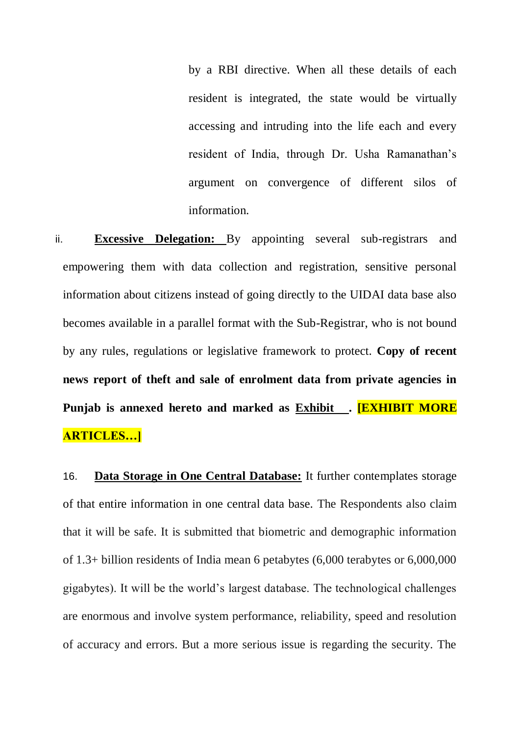by a RBI directive. When all these details of each resident is integrated, the state would be virtually accessing and intruding into the life each and every resident of India, through Dr. Usha Ramanathan's argument on convergence of different silos of information.

ii. **Excessive Delegation:** By appointing several sub-registrars and empowering them with data collection and registration, sensitive personal information about citizens instead of going directly to the UIDAI data base also becomes available in a parallel format with the Sub-Registrar, who is not bound by any rules, regulations or legislative framework to protect. **Copy of recent news report of theft and sale of enrolment data from private agencies in Punjab is annexed hereto and marked as Exhibit \_\_. [EXHIBIT MORE ARTICLES…]**

16. **Data Storage in One Central Database:** It further contemplates storage of that entire information in one central data base. The Respondents also claim that it will be safe. It is submitted that biometric and demographic information of 1.3+ billion residents of India mean 6 petabytes (6,000 terabytes or 6,000,000 gigabytes). It will be the world's largest database. The technological challenges are enormous and involve system performance, reliability, speed and resolution of accuracy and errors. But a more serious issue is regarding the security. The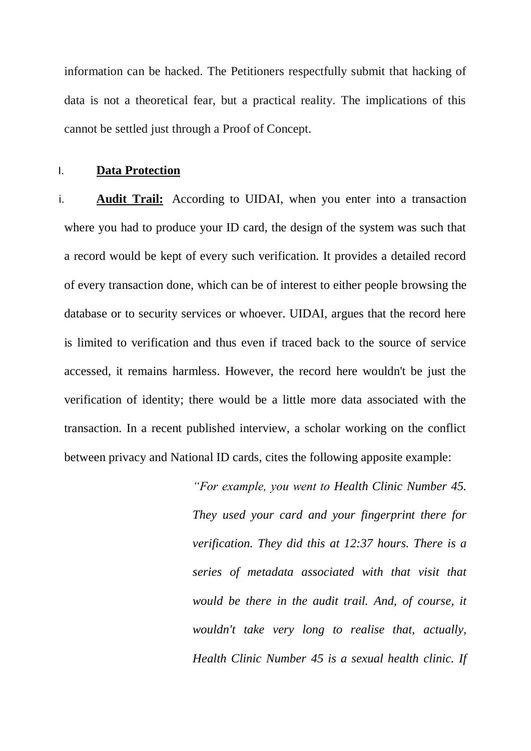information can be hacked. The Petitioners respectfully submit that hacking of data is not a theoretical fear, but a practical reality. The implications of this cannot be settled just through a Proof of Concept.

I. **Data Protection**

i. **Audit Trail:** According to UIDAI, when you enter into a transaction where you had to produce your ID card, the design of the system was such that a record would be kept of every such verification. It provides a detailed record of every transaction done, which can be of interest to either people browsing the database or to security services or whoever. UIDAI, argues that the record here is limited to verification and thus even if traced back to the source of service accessed, it remains harmless. However, the record here wouldn't be just the verification of identity; there would be a little more data associated with the transaction. In a recent published interview, a scholar working on the conflict between privacy and National ID cards, cites the following apposite example:

> *"For example, you went to Health Clinic Number 45. They used your card and your fingerprint there for verification. They did this at 12:37 hours. There is a series of metadata associated with that visit that would be there in the audit trail. And, of course, it wouldn't take very long to realise that, actually, Health Clinic Number 45 is a sexual health clinic. If*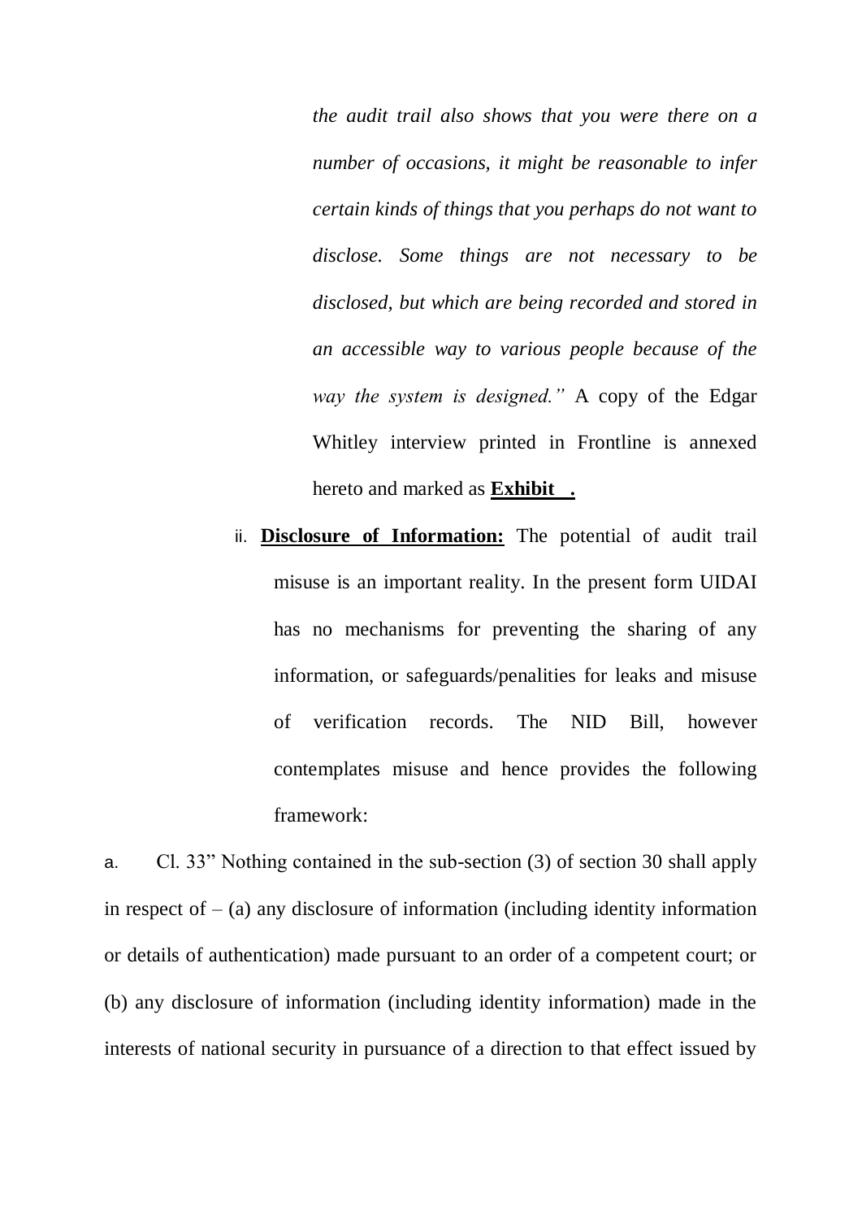*the audit trail also shows that you were there on a number of occasions, it might be reasonable to infer certain kinds of things that you perhaps do not want to disclose. Some things are not necessary to be disclosed, but which are being recorded and stored in an accessible way to various people because of the way the system is designed."* A copy of the Edgar Whitley interview printed in Frontline is annexed hereto and marked as **Exhibit .**

ii. **Disclosure of Information:** The potential of audit trail misuse is an important reality. In the present form UIDAI has no mechanisms for preventing the sharing of any information, or safeguards/penalities for leaks and misuse of verification records. The NID Bill, however contemplates misuse and hence provides the following framework:

a. Cl. 33" Nothing contained in the sub-section (3) of section 30 shall apply in respect of – (a) any disclosure of information (including identity information or details of authentication) made pursuant to an order of a competent court; or (b) any disclosure of information (including identity information) made in the interests of national security in pursuance of a direction to that effect issued by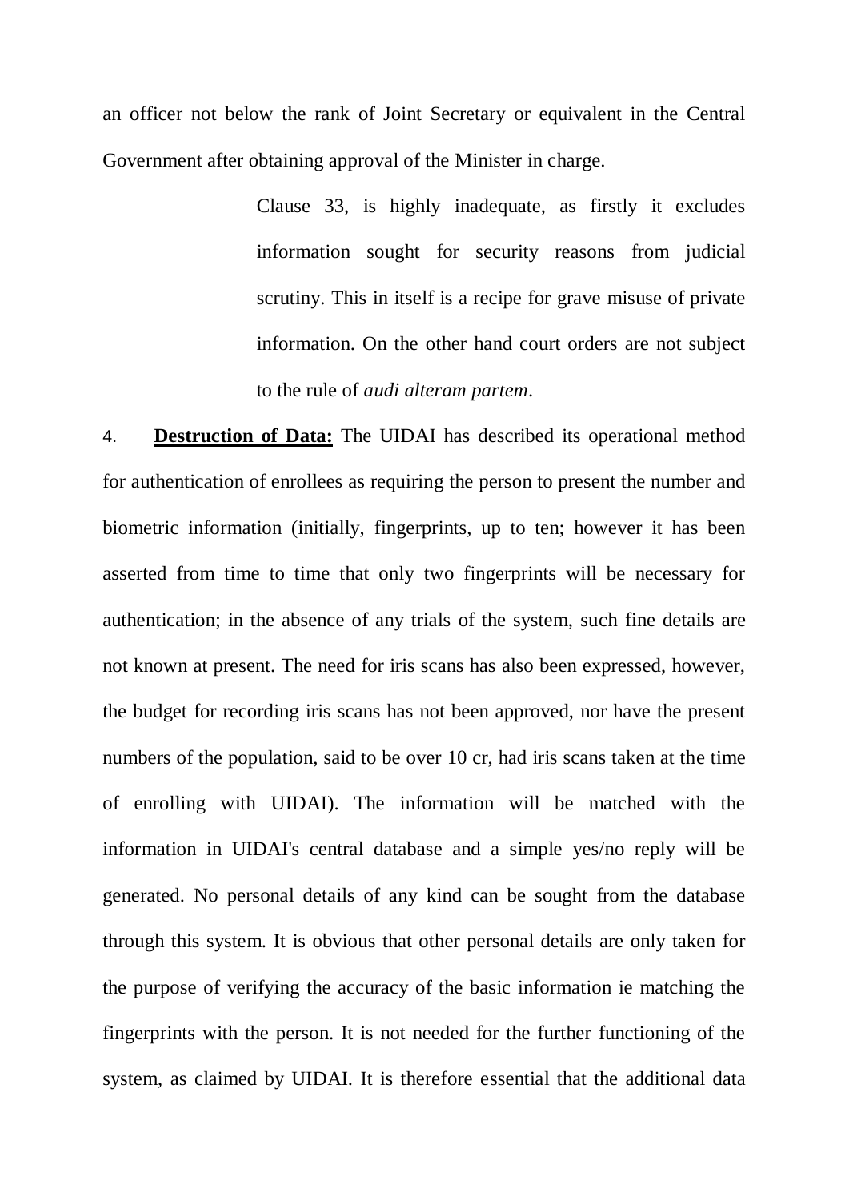an officer not below the rank of Joint Secretary or equivalent in the Central Government after obtaining approval of the Minister in charge.

> Clause 33, is highly inadequate, as firstly it excludes information sought for security reasons from judicial scrutiny. This in itself is a recipe for grave misuse of private information. On the other hand court orders are not subject to the rule of *audi alteram partem*.

4. **Destruction of Data:** The UIDAI has described its operational method for authentication of enrollees as requiring the person to present the number and biometric information (initially, fingerprints, up to ten; however it has been asserted from time to time that only two fingerprints will be necessary for authentication; in the absence of any trials of the system, such fine details are not known at present. The need for iris scans has also been expressed, however, the budget for recording iris scans has not been approved, nor have the present numbers of the population, said to be over 10 cr, had iris scans taken at the time of enrolling with UIDAI). The information will be matched with the information in UIDAI's central database and a simple yes/no reply will be generated. No personal details of any kind can be sought from the database through this system. It is obvious that other personal details are only taken for the purpose of verifying the accuracy of the basic information ie matching the fingerprints with the person. It is not needed for the further functioning of the system, as claimed by UIDAI. It is therefore essential that the additional data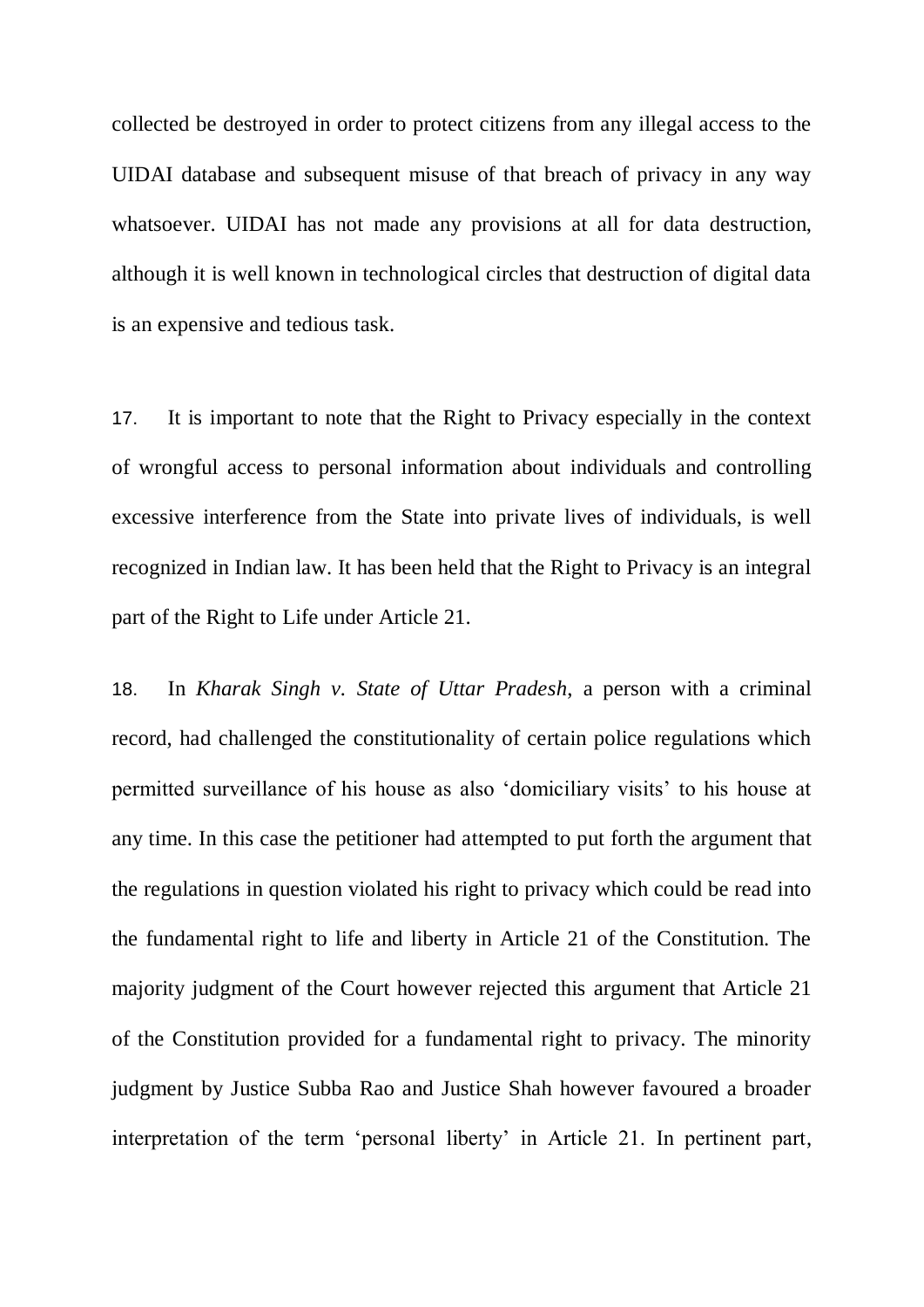collected be destroyed in order to protect citizens from any illegal access to the UIDAI database and subsequent misuse of that breach of privacy in any way whatsoever. UIDAI has not made any provisions at all for data destruction, although it is well known in technological circles that destruction of digital data is an expensive and tedious task.

17. It is important to note that the Right to Privacy especially in the context of wrongful access to personal information about individuals and controlling excessive interference from the State into private lives of individuals, is well recognized in Indian law. It has been held that the Right to Privacy is an integral part of the Right to Life under Article 21.

18. In *Kharak Singh v. State of Uttar Pradesh*, a person with a criminal record, had challenged the constitutionality of certain police regulations which permitted surveillance of his house as also 'domiciliary visits' to his house at any time. In this case the petitioner had attempted to put forth the argument that the regulations in question violated his right to privacy which could be read into the fundamental right to life and liberty in Article 21 of the Constitution. The majority judgment of the Court however rejected this argument that Article 21 of the Constitution provided for a fundamental right to privacy. The minority judgment by Justice Subba Rao and Justice Shah however favoured a broader interpretation of the term 'personal liberty' in Article 21. In pertinent part,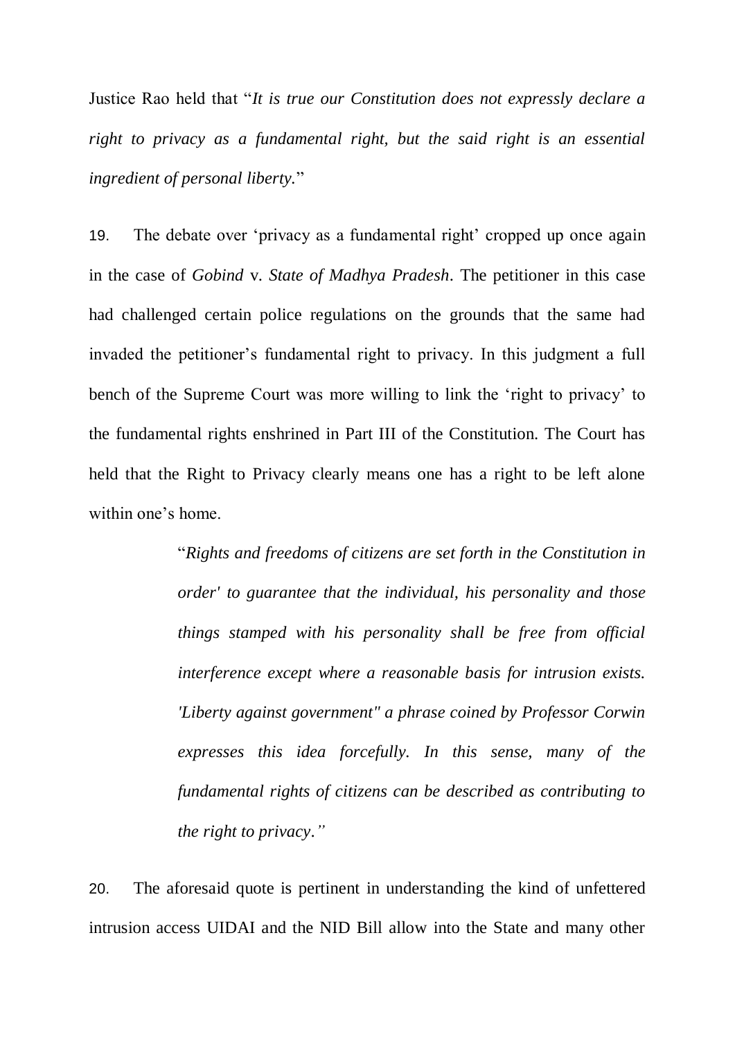Justice Rao held that "*It is true our Constitution does not expressly declare a right to privacy as a fundamental right, but the said right is an essential ingredient of personal liberty.*"

19. The debate over 'privacy as a fundamental right' cropped up once again in the case of *Gobind* v. *State of Madhya Pradesh*. The petitioner in this case had challenged certain police regulations on the grounds that the same had invaded the petitioner's fundamental right to privacy. In this judgment a full bench of the Supreme Court was more willing to link the 'right to privacy' to the fundamental rights enshrined in Part III of the Constitution. The Court has held that the Right to Privacy clearly means one has a right to be left alone within one's home.

> "*Rights and freedoms of citizens are set forth in the Constitution in order' to guarantee that the individual, his personality and those things stamped with his personality shall be free from official interference except where a reasonable basis for intrusion exists. 'Liberty against government" a phrase coined by Professor Corwin expresses this idea forcefully. In this sense, many of the fundamental rights of citizens can be described as contributing to the right to privacy."*

20. The aforesaid quote is pertinent in understanding the kind of unfettered intrusion access UIDAI and the NID Bill allow into the State and many other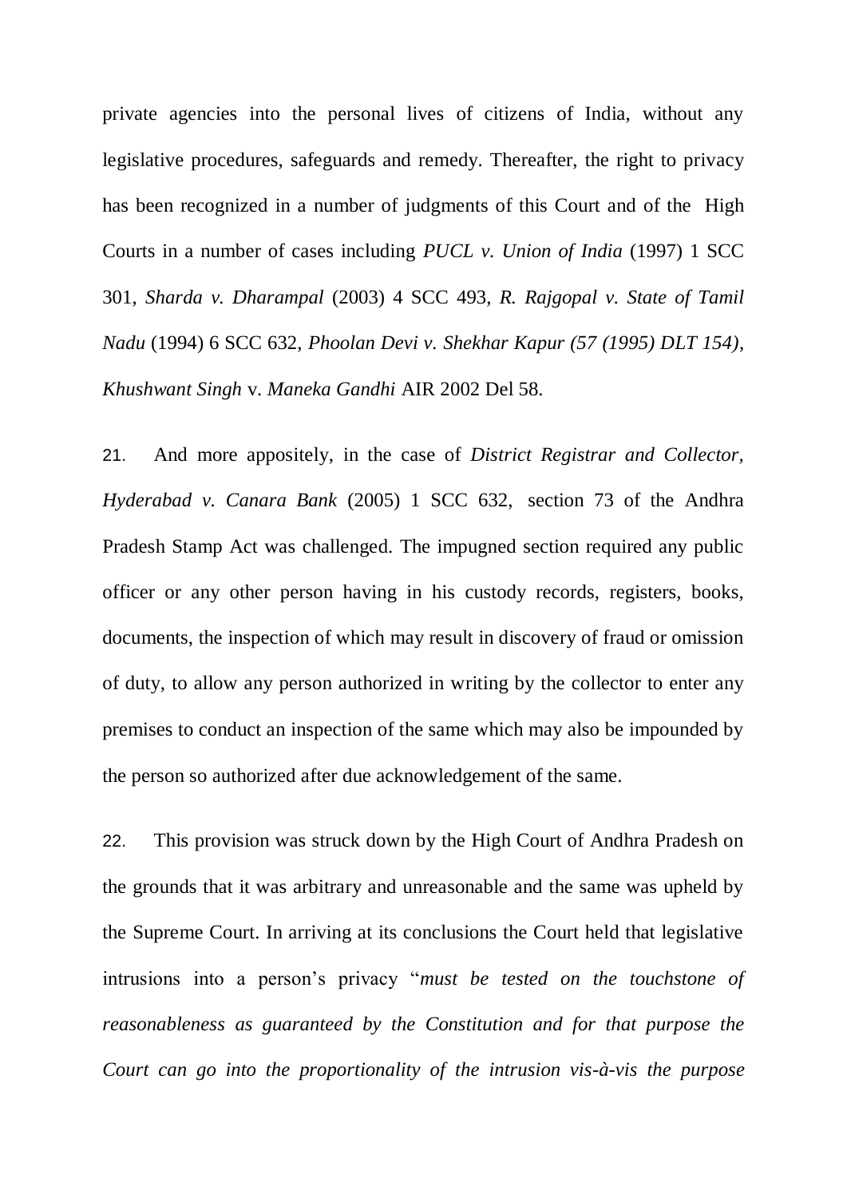private agencies into the personal lives of citizens of India, without any legislative procedures, safeguards and remedy. Thereafter, the right to privacy has been recognized in a number of judgments of this Court and of the High Courts in a number of cases including *PUCL v. Union of India* (1997) 1 SCC 301, *Sharda v. Dharampal* (2003) 4 SCC 493, *R. Rajgopal v. State of Tamil Nadu* (1994) 6 SCC 632, *Phoolan Devi v. Shekhar Kapur (57 (1995) DLT 154)*, *Khushwant Singh* v. *Maneka Gandhi* AIR 2002 Del 58.

21. And more appositely, in the case of *District Registrar and Collector, Hyderabad v. Canara Bank* (2005) 1 SCC 632, section 73 of the Andhra Pradesh Stamp Act was challenged. The impugned section required any public officer or any other person having in his custody records, registers, books, documents, the inspection of which may result in discovery of fraud or omission of duty, to allow any person authorized in writing by the collector to enter any premises to conduct an inspection of the same which may also be impounded by the person so authorized after due acknowledgement of the same.

22. This provision was struck down by the High Court of Andhra Pradesh on the grounds that it was arbitrary and unreasonable and the same was upheld by the Supreme Court. In arriving at its conclusions the Court held that legislative intrusions into a person's privacy "*must be tested on the touchstone of reasonableness as guaranteed by the Constitution and for that purpose the Court can go into the proportionality of the intrusion vis-à-vis the purpose*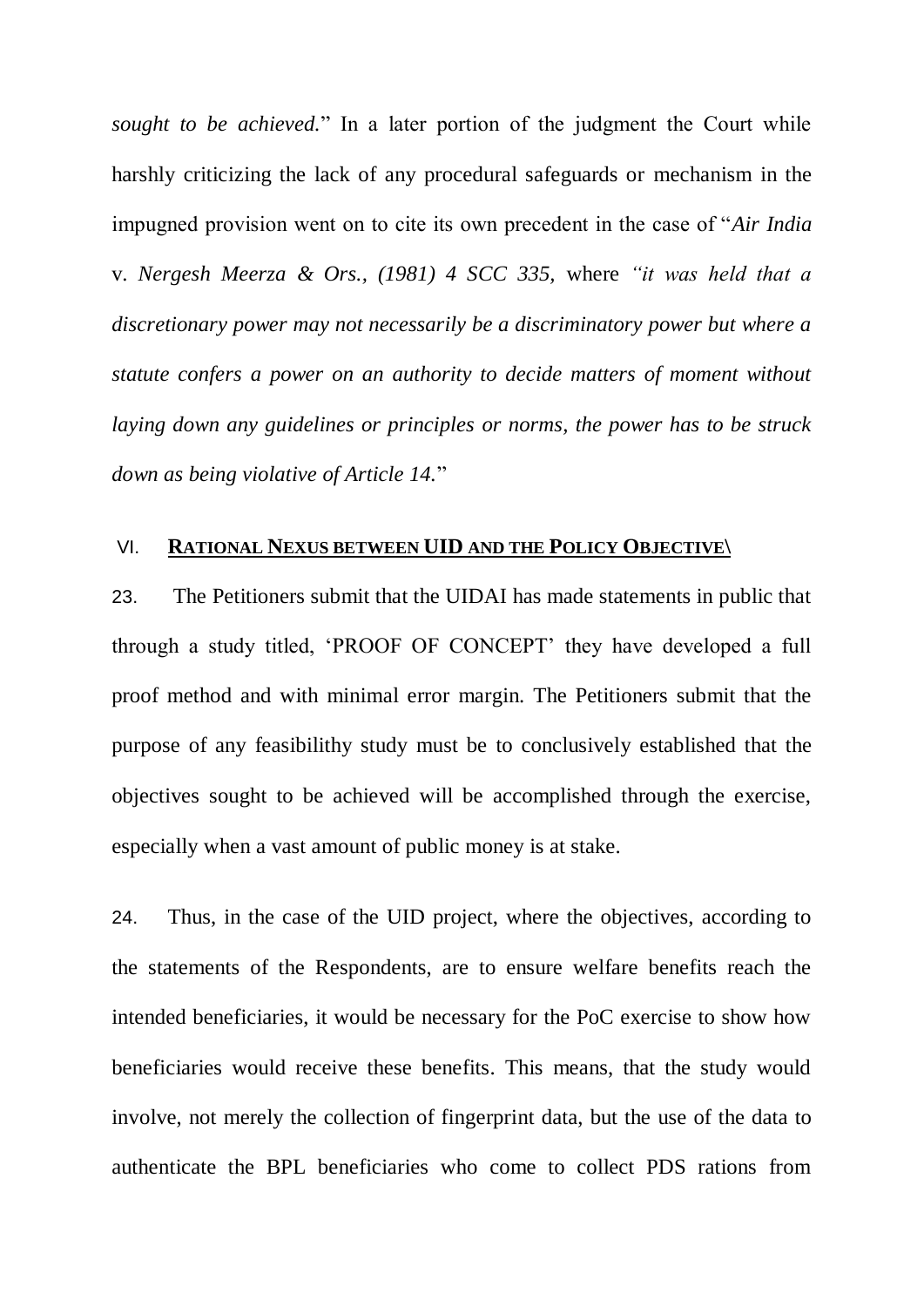*sought to be achieved.*" In a later portion of the judgment the Court while harshly criticizing the lack of any procedural safeguards or mechanism in the impugned provision went on to cite its own precedent in the case of "*Air India* v. *Nergesh Meerza & Ors., (1981) 4 SCC 335,* where *"it was held that a discretionary power may not necessarily be a discriminatory power but where a statute confers a power on an authority to decide matters of moment without laying down any guidelines or principles or norms, the power has to be struck down as being violative of Article 14.*"

## VI. **RATIONAL NEXUS BETWEEN UID AND THE POLICY OBJECTIVE\**

23. The Petitioners submit that the UIDAI has made statements in public that through a study titled, 'PROOF OF CONCEPT' they have developed a full proof method and with minimal error margin. The Petitioners submit that the purpose of any feasibilithy study must be to conclusively established that the objectives sought to be achieved will be accomplished through the exercise, especially when a vast amount of public money is at stake.

24. Thus, in the case of the UID project, where the objectives, according to the statements of the Respondents, are to ensure welfare benefits reach the intended beneficiaries, it would be necessary for the PoC exercise to show how beneficiaries would receive these benefits. This means, that the study would involve, not merely the collection of fingerprint data, but the use of the data to authenticate the BPL beneficiaries who come to collect PDS rations from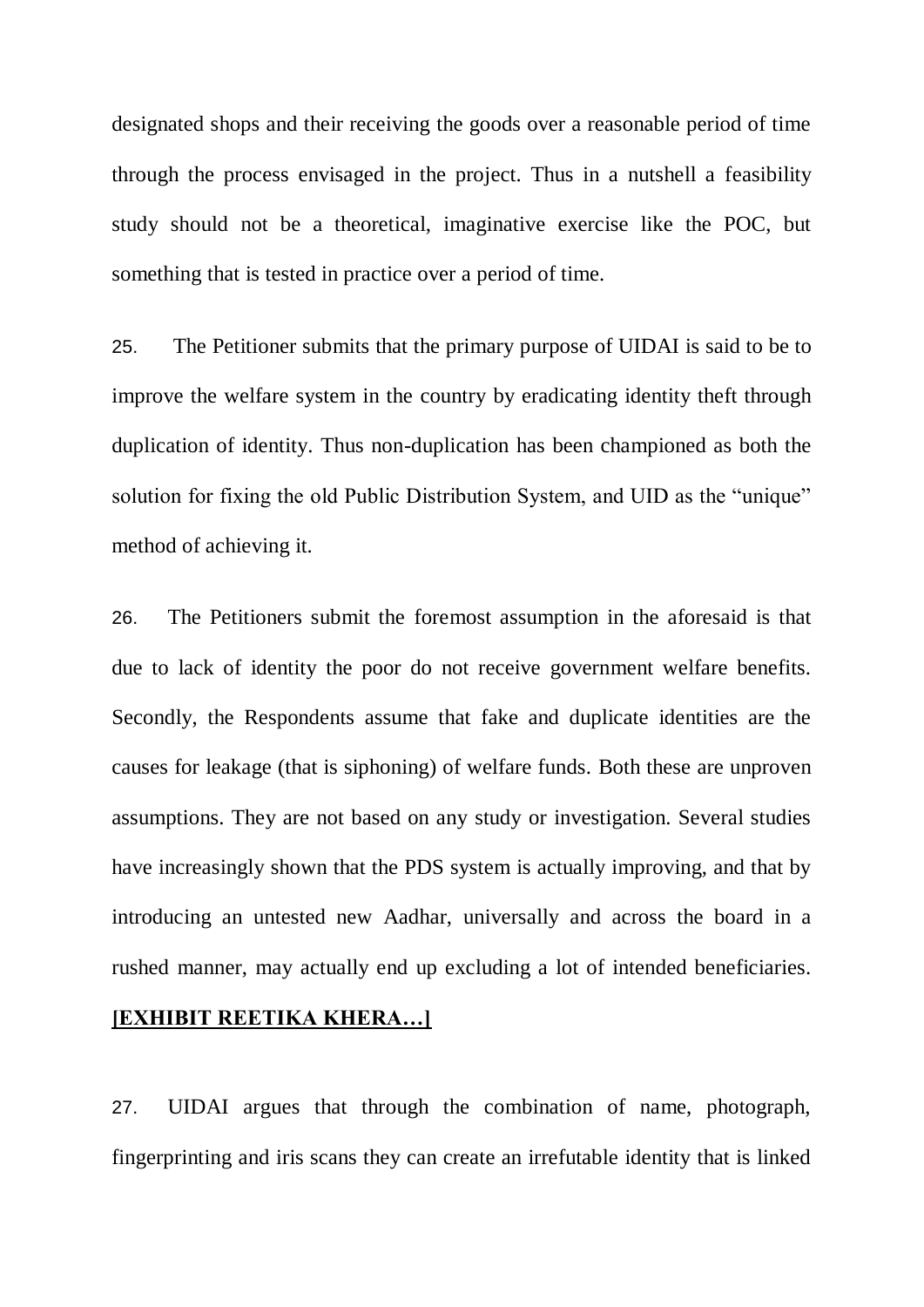designated shops and their receiving the goods over a reasonable period of time through the process envisaged in the project. Thus in a nutshell a feasibility study should not be a theoretical, imaginative exercise like the POC, but something that is tested in practice over a period of time.

25. The Petitioner submits that the primary purpose of UIDAI is said to be to improve the welfare system in the country by eradicating identity theft through duplication of identity. Thus non-duplication has been championed as both the solution for fixing the old Public Distribution System, and UID as the "unique" method of achieving it.

26. The Petitioners submit the foremost assumption in the aforesaid is that due to lack of identity the poor do not receive government welfare benefits. Secondly, the Respondents assume that fake and duplicate identities are the causes for leakage (that is siphoning) of welfare funds. Both these are unproven assumptions. They are not based on any study or investigation. Several studies have increasingly shown that the PDS system is actually improving, and that by introducing an untested new Aadhar, universally and across the board in a rushed manner, may actually end up excluding a lot of intended beneficiaries. **[EXHIBIT REETIKA KHERA…]**

27. UIDAI argues that through the combination of name, photograph, fingerprinting and iris scans they can create an irrefutable identity that is linked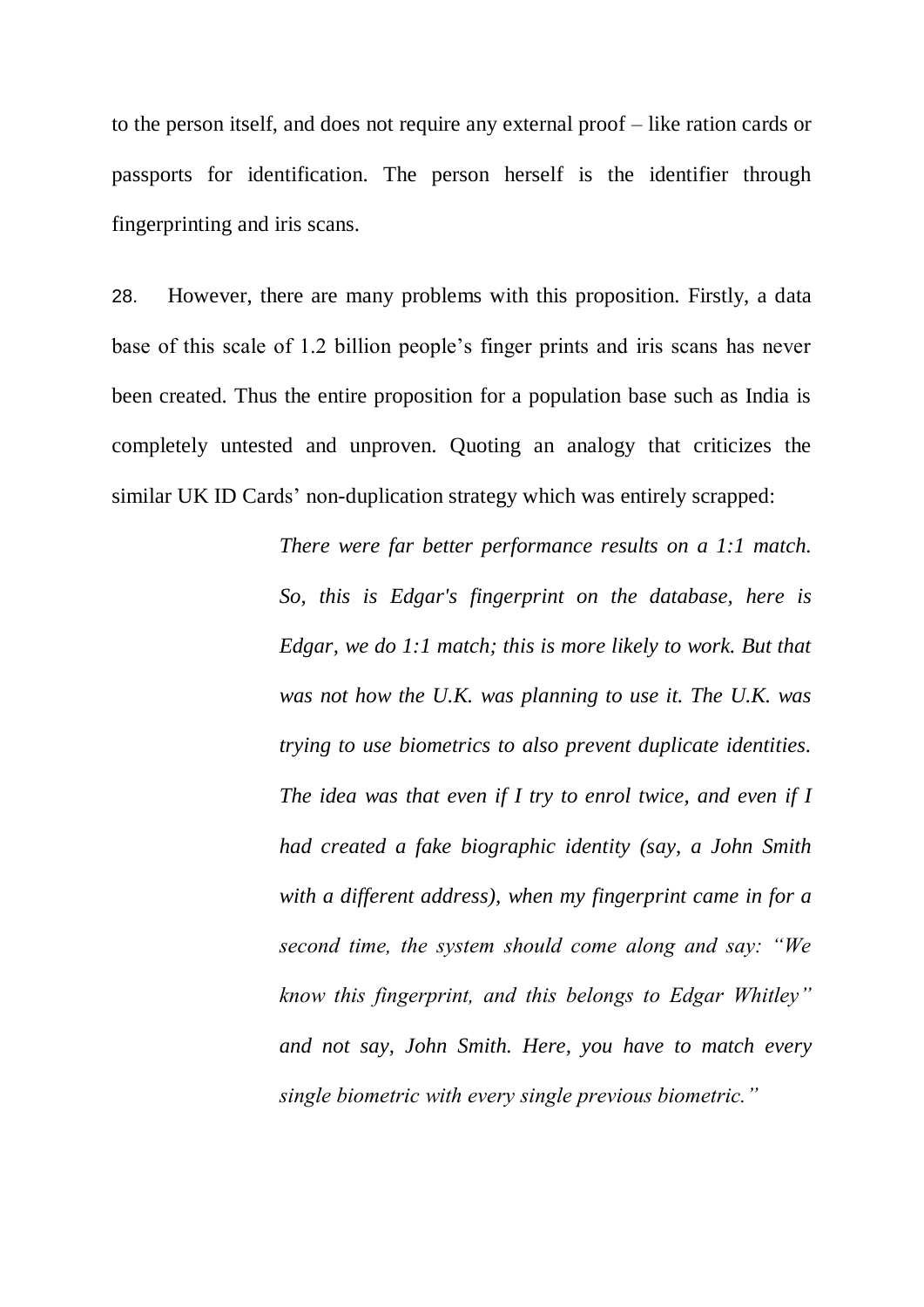to the person itself, and does not require any external proof – like ration cards or passports for identification. The person herself is the identifier through fingerprinting and iris scans.

28. However, there are many problems with this proposition. Firstly, a data base of this scale of 1.2 billion people's finger prints and iris scans has never been created. Thus the entire proposition for a population base such as India is completely untested and unproven. Quoting an analogy that criticizes the similar UK ID Cards' non-duplication strategy which was entirely scrapped:

> *There were far better performance results on a 1:1 match. So, this is Edgar's fingerprint on the database, here is Edgar, we do 1:1 match; this is more likely to work. But that was not how the U.K. was planning to use it. The U.K. was trying to use biometrics to also prevent duplicate identities. The idea was that even if I try to enrol twice, and even if I had created a fake biographic identity (say, a John Smith with a different address), when my fingerprint came in for a second time, the system should come along and say: "We know this fingerprint, and this belongs to Edgar Whitley" and not say, John Smith. Here, you have to match every single biometric with every single previous biometric."*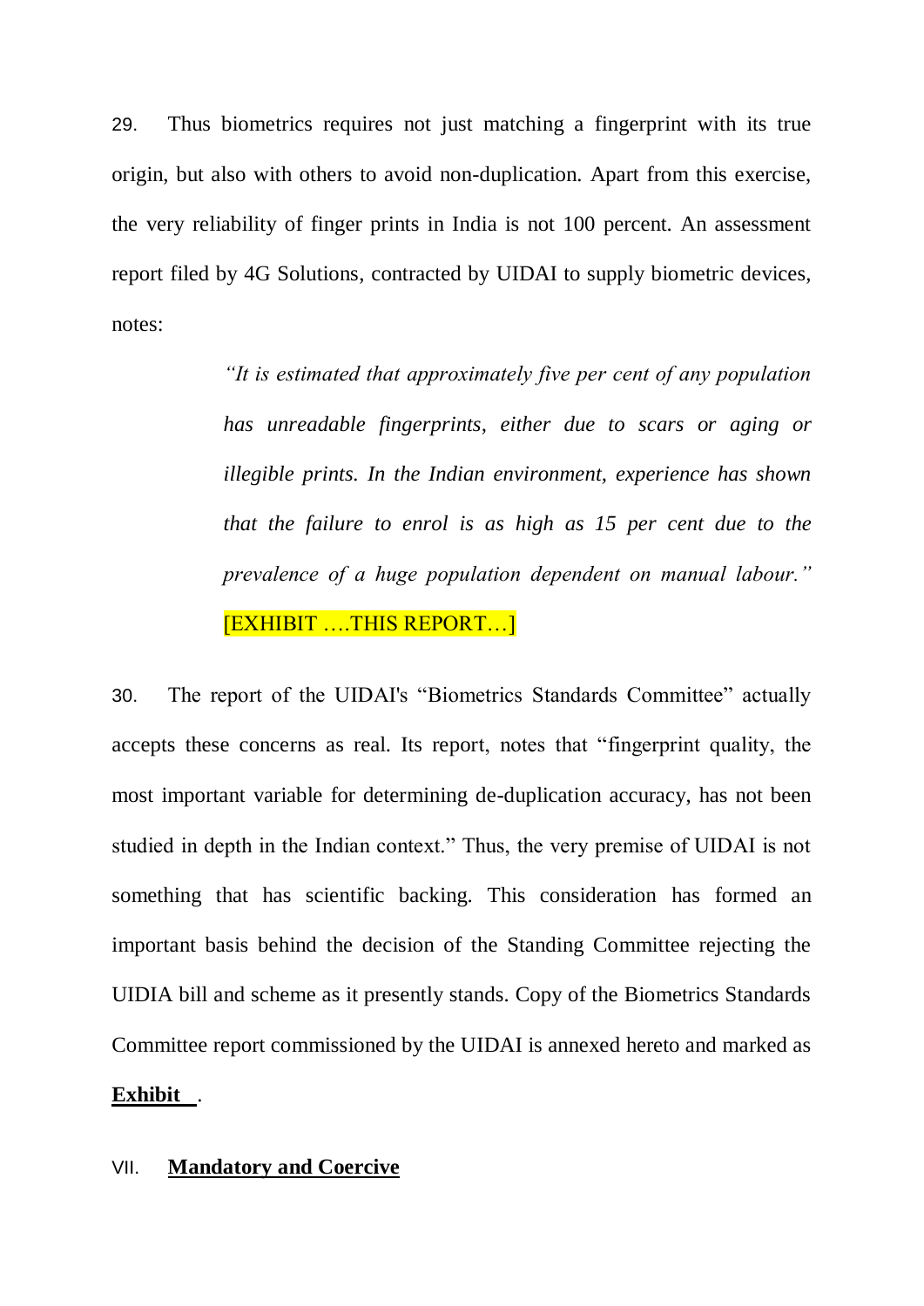29. Thus biometrics requires not just matching a fingerprint with its true origin, but also with others to avoid non-duplication. Apart from this exercise, the very reliability of finger prints in India is not 100 percent. An assessment report filed by 4G Solutions, contracted by UIDAI to supply biometric devices, notes:

> *"It is estimated that approximately five per cent of any population has unreadable fingerprints, either due to scars or aging or illegible prints. In the Indian environment, experience has shown that the failure to enrol is as high as 15 per cent due to the prevalence of a huge population dependent on manual labour."* [EXHIBIT ….THIS REPORT…]

30. The report of the UIDAI's "Biometrics Standards Committee" actually accepts these concerns as real. Its report, notes that "fingerprint quality, the most important variable for determining de-duplication accuracy, has not been studied in depth in the Indian context." Thus, the very premise of UIDAI is not something that has scientific backing. This consideration has formed an important basis behind the decision of the Standing Committee rejecting the UIDIA bill and scheme as it presently stands. Copy of the Biometrics Standards Committee report commissioned by the UIDAI is annexed hereto and marked as **Exhibit \_\_**.

## VII. Mandatory and Coercive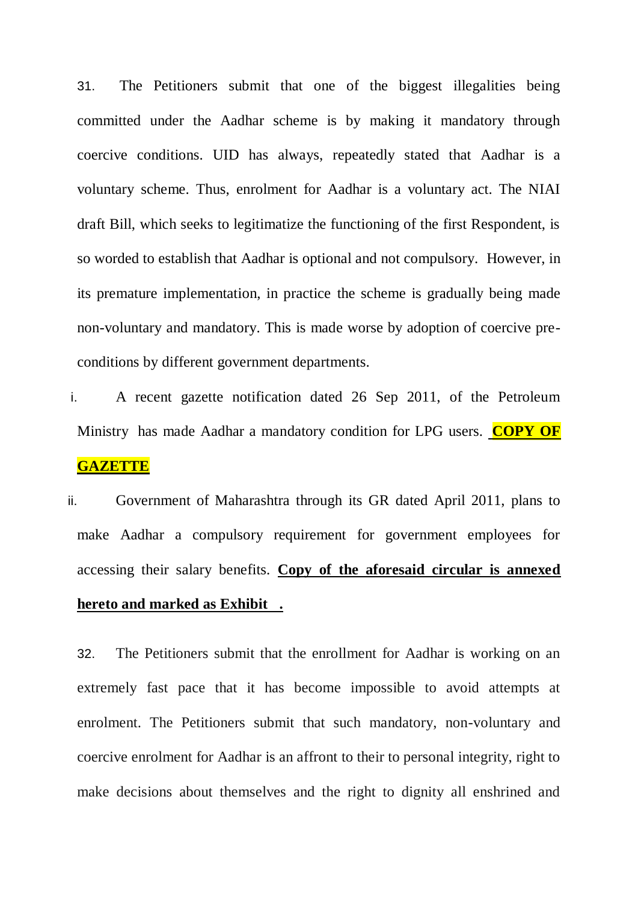31. The Petitioners submit that one of the biggest illegalities being committed under the Aadhar scheme is by making it mandatory through coercive conditions. UID has always, repeatedly stated that Aadhar is a voluntary scheme. Thus, enrolment for Aadhar is a voluntary act. The NIAI draft Bill, which seeks to legitimatize the functioning of the first Respondent, is so worded to establish that Aadhar is optional and not compulsory. However, in its premature implementation, in practice the scheme is gradually being made non-voluntary and mandatory. This is made worse by adoption of coercive pre-conditions by different government departments.

i. A recent gazette notification dated 26 Sep 2011, of the Petroleum Ministry has made Aadhar a mandatory condition for LPG users. **COPY OF GAZETTE**

ii. Government of Maharashtra through its GR dated April 2011, plans to make Aadhar a compulsory requirement for government employees for accessing their salary benefits. **Copy of the aforesaid circular is annexed hereto and marked as Exhibit .**

32. The Petitioners submit that the enrollment for Aadhar is working on an extremely fast pace that it has become impossible to avoid attempts at enrolment. The Petitioners submit that such mandatory, non-voluntary and coercive enrolment for Aadhar is an affront to their to personal integrity, right to make decisions about themselves and the right to dignity all enshrined and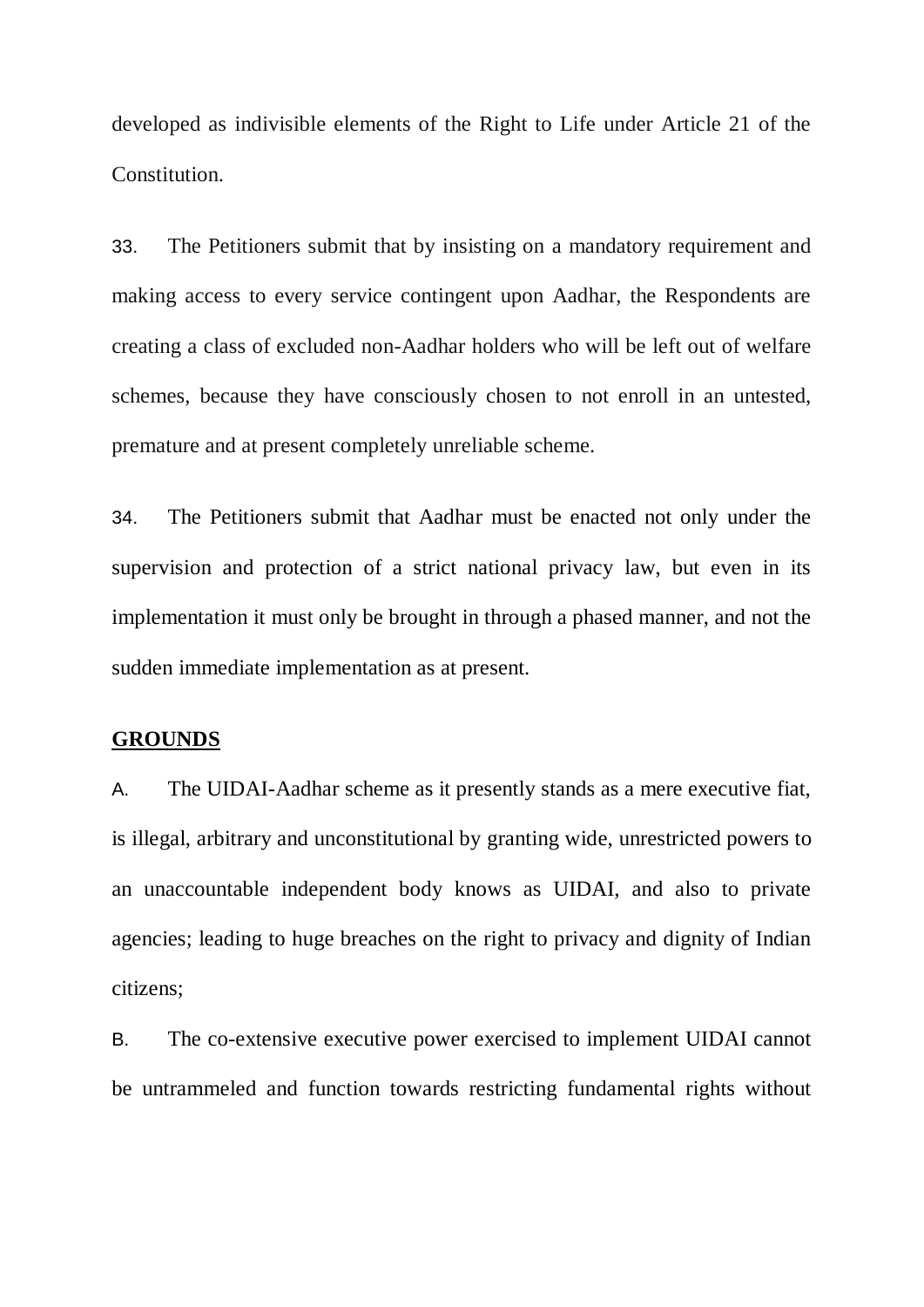developed as indivisible elements of the Right to Life under Article 21 of the Constitution.

33. The Petitioners submit that by insisting on a mandatory requirement and making access to every service contingent upon Aadhar, the Respondents are creating a class of excluded non-Aadhar holders who will be left out of welfare schemes, because they have consciously chosen to not enroll in an untested, premature and at present completely unreliable scheme.

34. The Petitioners submit that Aadhar must be enacted not only under the supervision and protection of a strict national privacy law, but even in its implementation it must only be brought in through a phased manner, and not the sudden immediate implementation as at present.

**GROUNDS**

A. The UIDAI-Aadhar scheme as it presently stands as a mere executive fiat, is illegal, arbitrary and unconstitutional by granting wide, unrestricted powers to an unaccountable independent body knows as UIDAI, and also to private agencies; leading to huge breaches on the right to privacy and dignity of Indian citizens;

B. The co-extensive executive power exercised to implement UIDAI cannot be untrammeled and function towards restricting fundamental rights without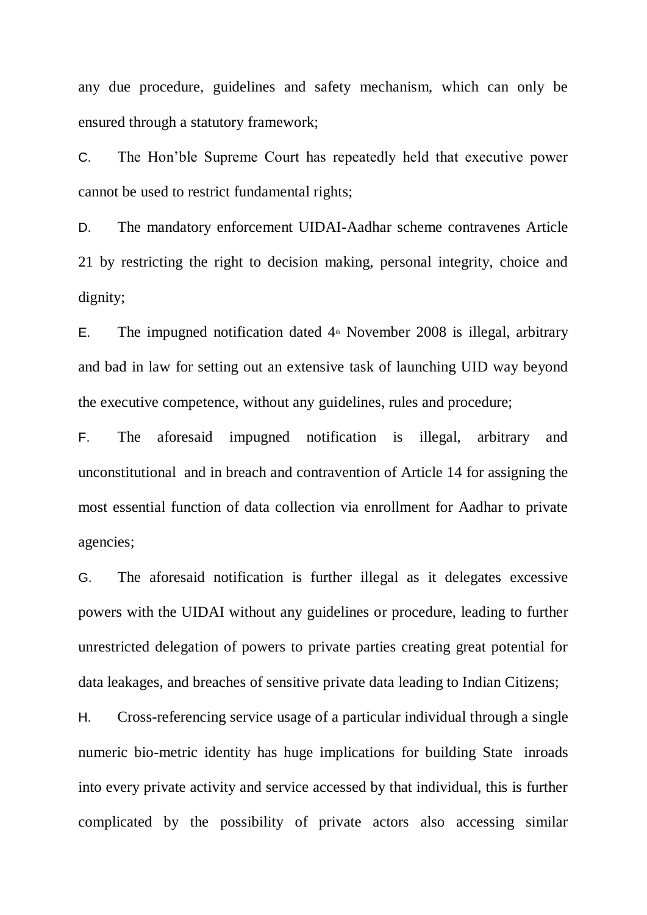any due procedure, guidelines and safety mechanism, which can only be ensured through a statutory framework;

C. The Hon'ble Supreme Court has repeatedly held that executive power cannot be used to restrict fundamental rights;

D. The mandatory enforcement UIDAI-Aadhar scheme contravenes Article 21 by restricting the right to decision making, personal integrity, choice and dignity;

E. The impugned notification dated 4th November 2008 is illegal, arbitrary and bad in law for setting out an extensive task of launching UID way beyond the executive competence, without any guidelines, rules and procedure;

F. The aforesaid impugned notification is illegal, arbitrary and unconstitutional and in breach and contravention of Article 14 for assigning the most essential function of data collection via enrollment for Aadhar to private agencies;

G. The aforesaid notification is further illegal as it delegates excessive powers with the UIDAI without any guidelines or procedure, leading to further unrestricted delegation of powers to private parties creating great potential for data leakages, and breaches of sensitive private data leading to Indian Citizens;

H. Cross-referencing service usage of a particular individual through a single numeric bio-metric identity has huge implications for building State inroads into every private activity and service accessed by that individual, this is further complicated by the possibility of private actors also accessing similar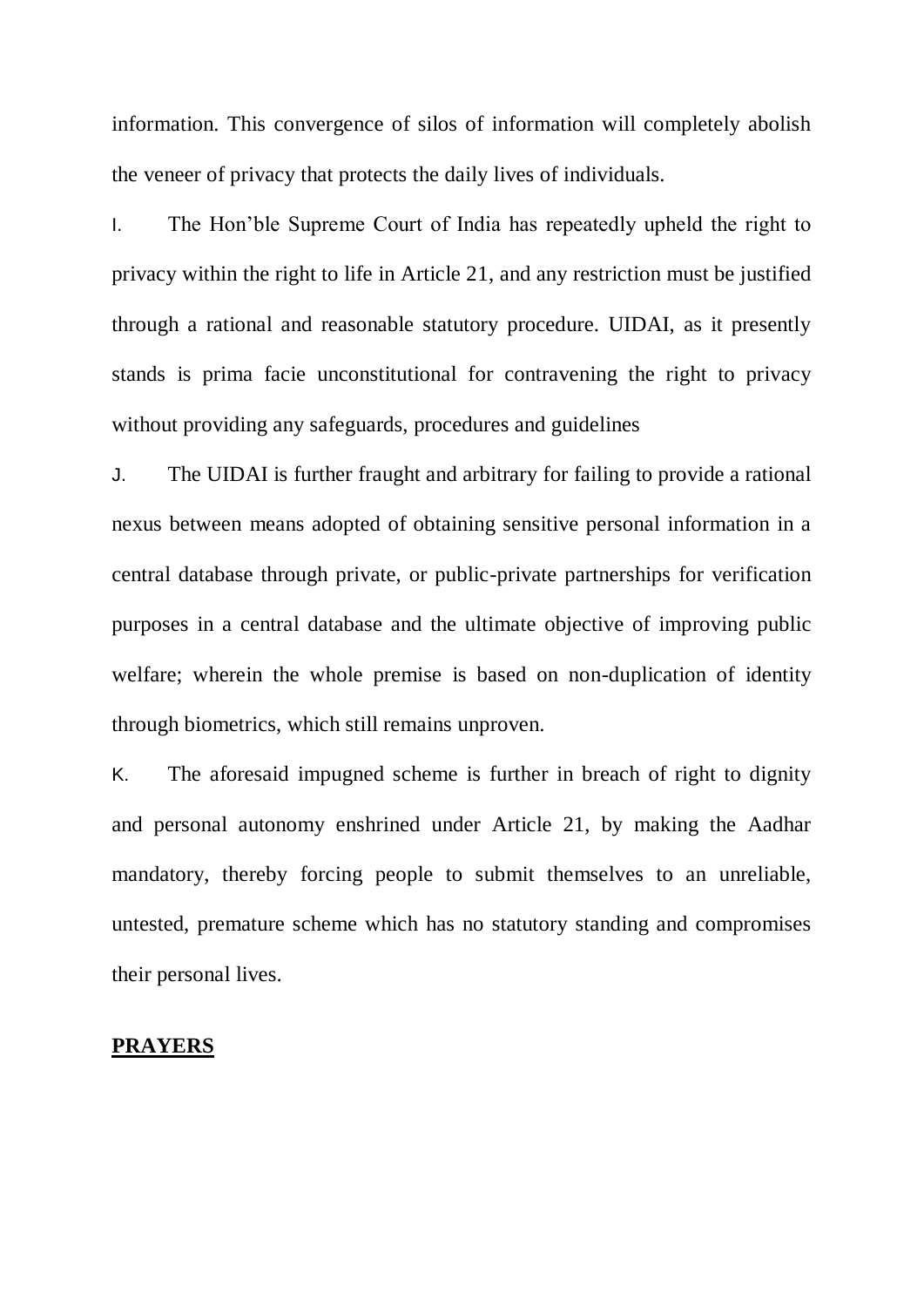information. This convergence of silos of information will completely abolish the veneer of privacy that protects the daily lives of individuals.

I. The Hon'ble Supreme Court of India has repeatedly upheld the right to privacy within the right to life in Article 21, and any restriction must be justified through a rational and reasonable statutory procedure. UIDAI, as it presently stands is prima facie unconstitutional for contravening the right to privacy without providing any safeguards, procedures and guidelines

J. The UIDAI is further fraught and arbitrary for failing to provide a rational nexus between means adopted of obtaining sensitive personal information in a central database through private, or public-private partnerships for verification purposes in a central database and the ultimate objective of improving public welfare; wherein the whole premise is based on non-duplication of identity through biometrics, which still remains unproven.

K. The aforesaid impugned scheme is further in breach of right to dignity and personal autonomy enshrined under Article 21, by making the Aadhar mandatory, thereby forcing people to submit themselves to an unreliable, untested, premature scheme which has no statutory standing and compromises their personal lives.

**PRAYERS**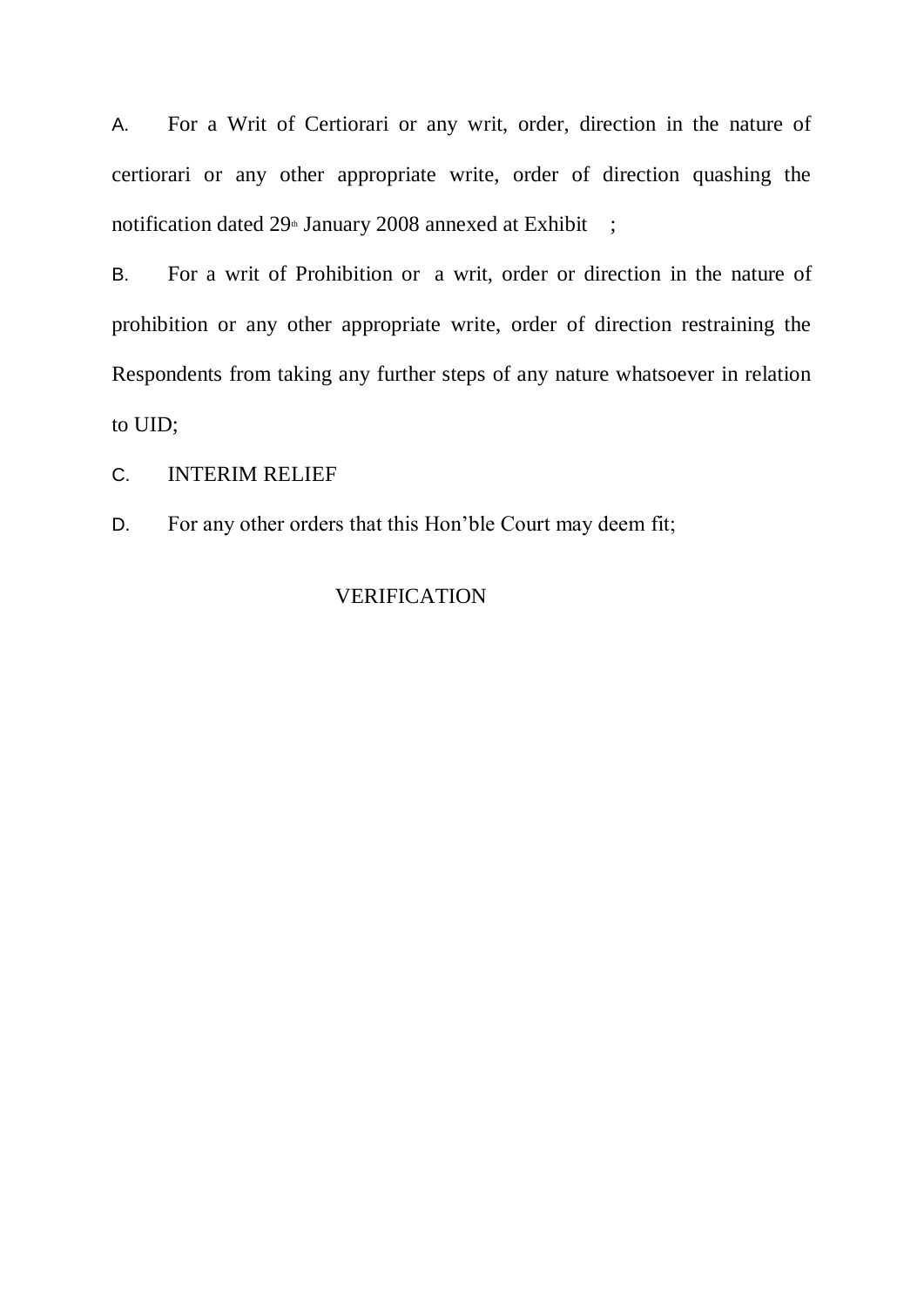A. For a Writ of Certiorari or any writ, order, direction in the nature of certiorari or any other appropriate write, order of direction quashing the notification dated 29th January 2008 annexed at Exhibit ;

B. For a writ of Prohibition or a writ, order or direction in the nature of prohibition or any other appropriate write, order of direction restraining the Respondents from taking any further steps of any nature whatsoever in relation to UID;

C. INTERIM RELIEF

D. For any other orders that this Hon'ble Court may deem fit;

VERIFICATION